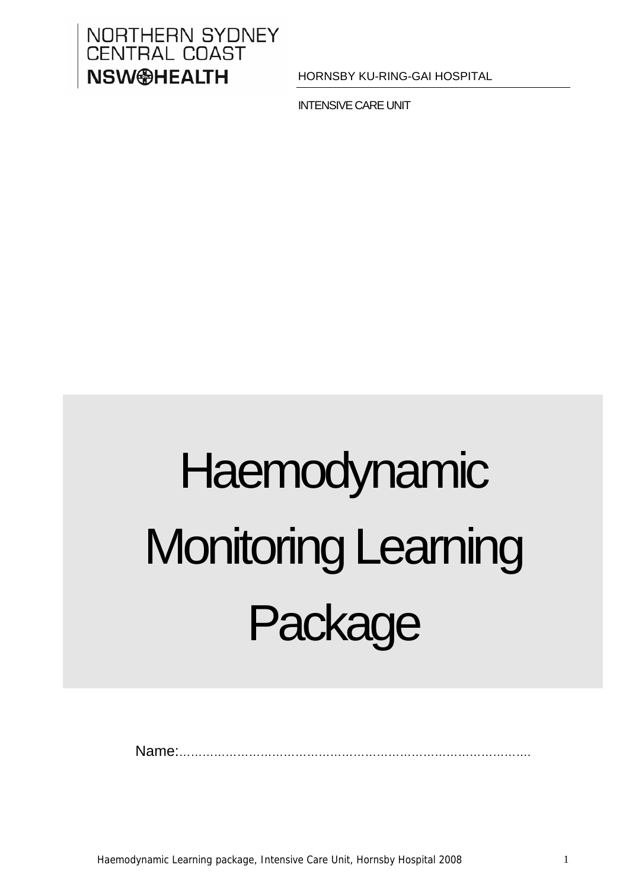NORTHERN SYDNEY
CENTRAL COAST
**NSW HEALTH**

HORNSBY KU-RING-GAI HOSPITAL

INTENSIVE CARE UNIT

# Haemodynamic Monitoring Learning Package

Name:……………………………………………………………………………….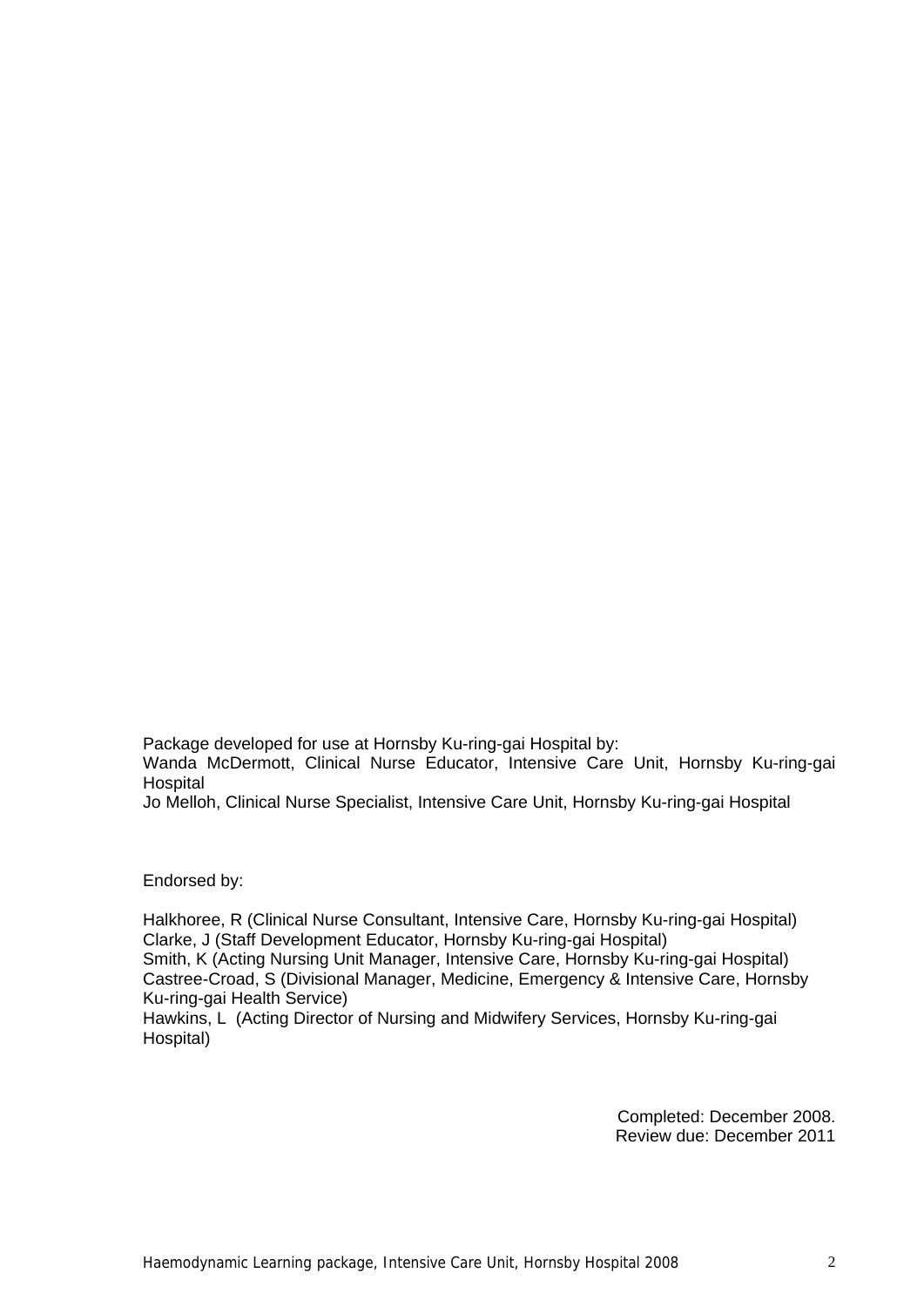Package developed for use at Hornsby Ku-ring-gai Hospital by:
Wanda McDermott, Clinical Nurse Educator, Intensive Care Unit, Hornsby Ku-ring-gai Hospital
Jo Melloh, Clinical Nurse Specialist, Intensive Care Unit, Hornsby Ku-ring-gai Hospital

Endorsed by:

Halkhoree, R (Clinical Nurse Consultant, Intensive Care, Hornsby Ku-ring-gai Hospital)
Clarke, J (Staff Development Educator, Hornsby Ku-ring-gai Hospital)
Smith, K (Acting Nursing Unit Manager, Intensive Care, Hornsby Ku-ring-gai Hospital)
Castree-Croad, S (Divisional Manager, Medicine, Emergency & Intensive Care, Hornsby Ku-ring-gai Health Service)
Hawkins, L (Acting Director of Nursing and Midwifery Services, Hornsby Ku-ring-gai Hospital)

Completed: December 2008.
Review due: December 2011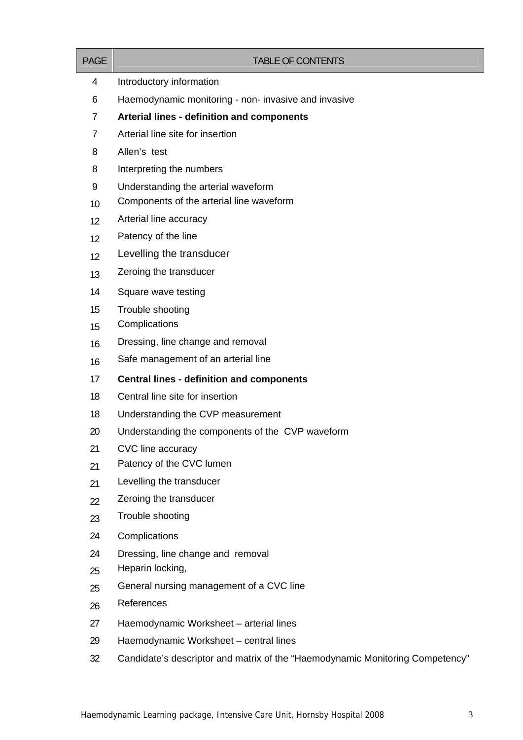| PAGE | TABLE OF CONTENTS |
|---|---|
| 4 | Introductory information |
| 6 | Haemodynamic monitoring - non- invasive and invasive |
| 7 | **Arterial lines - definition and components** |
| 7 | Arterial line site for insertion |
| 8 | Allen's test |
| 8 | Interpreting the numbers |
| 9 | Understanding the arterial waveform |
| 10 | Components of the arterial line waveform |
| 12 | Arterial line accuracy |
| 12 | Patency of the line |
| 12 | Levelling the transducer |
| 13 | Zeroing the transducer |
| 14 | Square wave testing |
| 15 | Trouble shooting |
| 15 | Complications |
| 16 | Dressing, line change and removal |
| 16 | Safe management of an arterial line |
| 17 | **Central lines - definition and components** |
| 18 | Central line site for insertion |
| 18 | Understanding the CVP measurement |
| 20 | Understanding the components of the CVP waveform |
| 21 | CVC line accuracy |
| 21 | Patency of the CVC lumen |
| 21 | Levelling the transducer |
| 22 | Zeroing the transducer |
| 23 | Trouble shooting |
| 24 | Complications |
| 24 | Dressing, line change and removal |
| 25 | Heparin locking, |
| 25 | General nursing management of a CVC line |
| 26 | References |
| 27 | Haemodynamic Worksheet – arterial lines |
| 29 | Haemodynamic Worksheet – central lines |
| 32 | Candidate's descriptor and matrix of the "Haemodynamic Monitoring Competency" |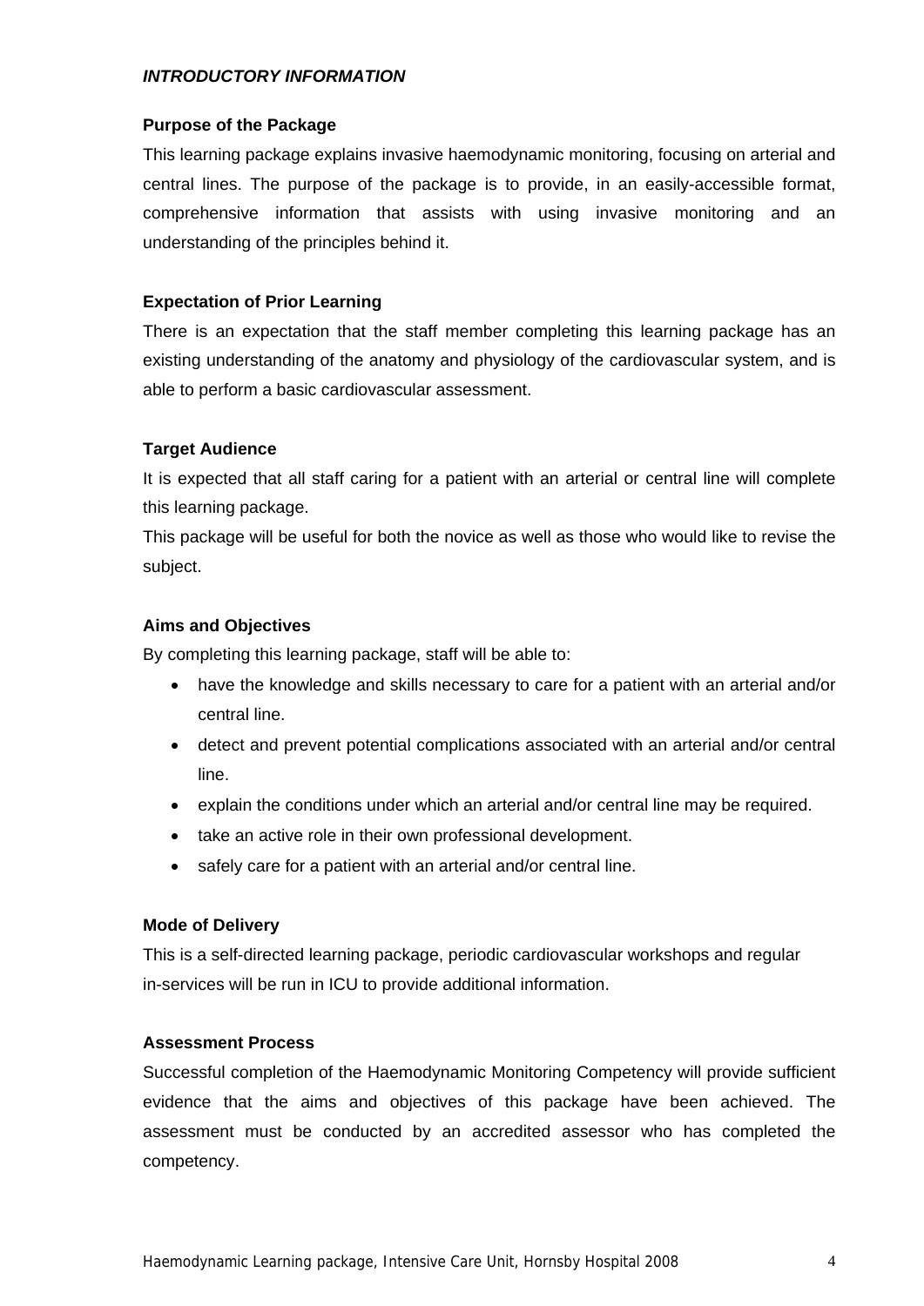## *INTRODUCTORY INFORMATION*

### Purpose of the Package

This learning package explains invasive haemodynamic monitoring, focusing on arterial and central lines. The purpose of the package is to provide, in an easily-accessible format, comprehensive information that assists with using invasive monitoring and an understanding of the principles behind it.

### Expectation of Prior Learning

There is an expectation that the staff member completing this learning package has an existing understanding of the anatomy and physiology of the cardiovascular system, and is able to perform a basic cardiovascular assessment.

### Target Audience

It is expected that all staff caring for a patient with an arterial or central line will complete this learning package.

This package will be useful for both the novice as well as those who would like to revise the subject.

### Aims and Objectives

By completing this learning package, staff will be able to:

- have the knowledge and skills necessary to care for a patient with an arterial and/or central line.
- detect and prevent potential complications associated with an arterial and/or central line.
- explain the conditions under which an arterial and/or central line may be required.
- take an active role in their own professional development.
- safely care for a patient with an arterial and/or central line.

### Mode of Delivery

This is a self-directed learning package, periodic cardiovascular workshops and regular in-services will be run in ICU to provide additional information.

### Assessment Process

Successful completion of the Haemodynamic Monitoring Competency will provide sufficient evidence that the aims and objectives of this package have been achieved. The assessment must be conducted by an accredited assessor who has completed the competency.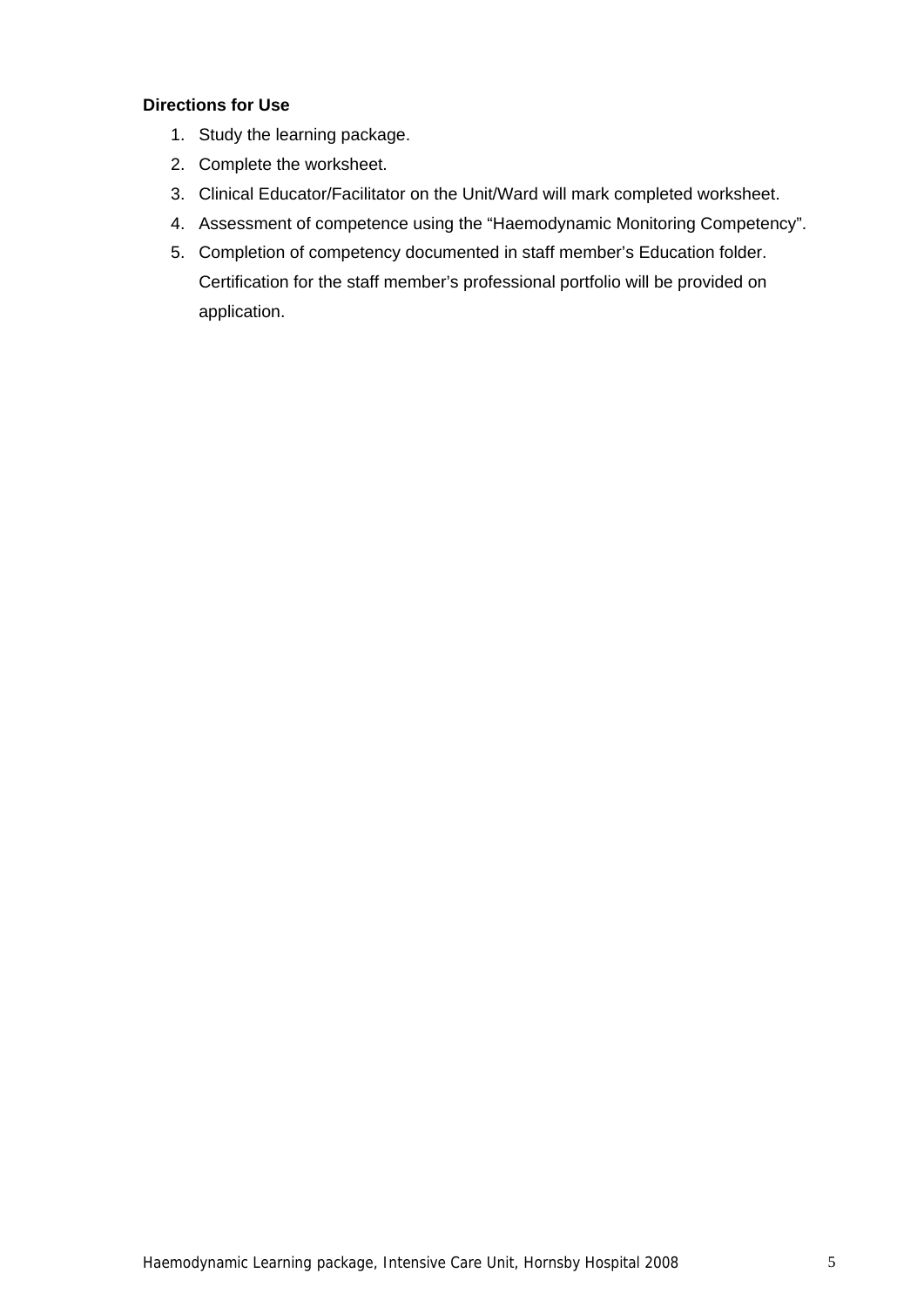**Directions for Use**

1. Study the learning package.
2. Complete the worksheet.
3. Clinical Educator/Facilitator on the Unit/Ward will mark completed worksheet.
4. Assessment of competence using the "Haemodynamic Monitoring Competency".
5. Completion of competency documented in staff member's Education folder. Certification for the staff member's professional portfolio will be provided on application.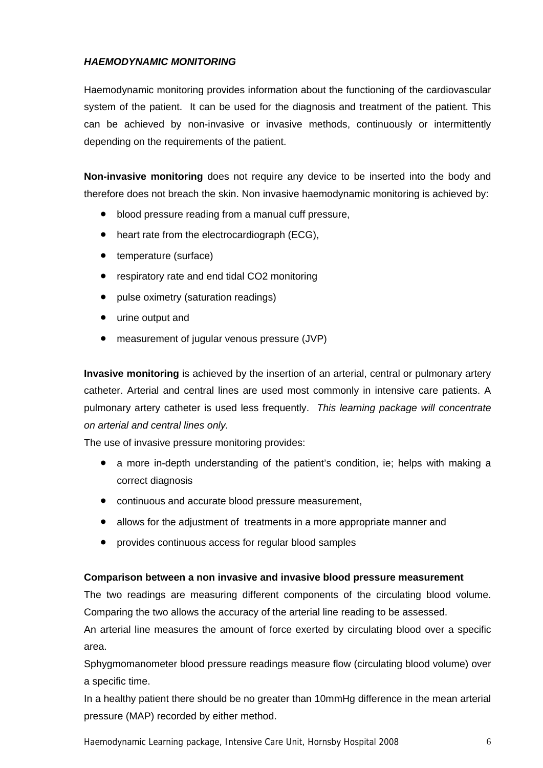***HAEMODYNAMIC MONITORING***

Haemodynamic monitoring provides information about the functioning of the cardiovascular system of the patient. It can be used for the diagnosis and treatment of the patient. This can be achieved by non-invasive or invasive methods, continuously or intermittently depending on the requirements of the patient.

**Non-invasive monitoring** does not require any device to be inserted into the body and therefore does not breach the skin. Non invasive haemodynamic monitoring is achieved by:

- blood pressure reading from a manual cuff pressure,
- heart rate from the electrocardiograph (ECG),
- temperature (surface)
- respiratory rate and end tidal CO2 monitoring
- pulse oximetry (saturation readings)
- urine output and
- measurement of jugular venous pressure (JVP)

**Invasive monitoring** is achieved by the insertion of an arterial, central or pulmonary artery catheter. Arterial and central lines are used most commonly in intensive care patients. A pulmonary artery catheter is used less frequently. *This learning package will concentrate on arterial and central lines only.*

The use of invasive pressure monitoring provides:

- a more in-depth understanding of the patient's condition, ie; helps with making a correct diagnosis
- continuous and accurate blood pressure measurement,
- allows for the adjustment of treatments in a more appropriate manner and
- provides continuous access for regular blood samples

**Comparison between a non invasive and invasive blood pressure measurement**

The two readings are measuring different components of the circulating blood volume. Comparing the two allows the accuracy of the arterial line reading to be assessed.

An arterial line measures the amount of force exerted by circulating blood over a specific area.

Sphygmomanometer blood pressure readings measure flow (circulating blood volume) over a specific time.

In a healthy patient there should be no greater than 10mmHg difference in the mean arterial pressure (MAP) recorded by either method.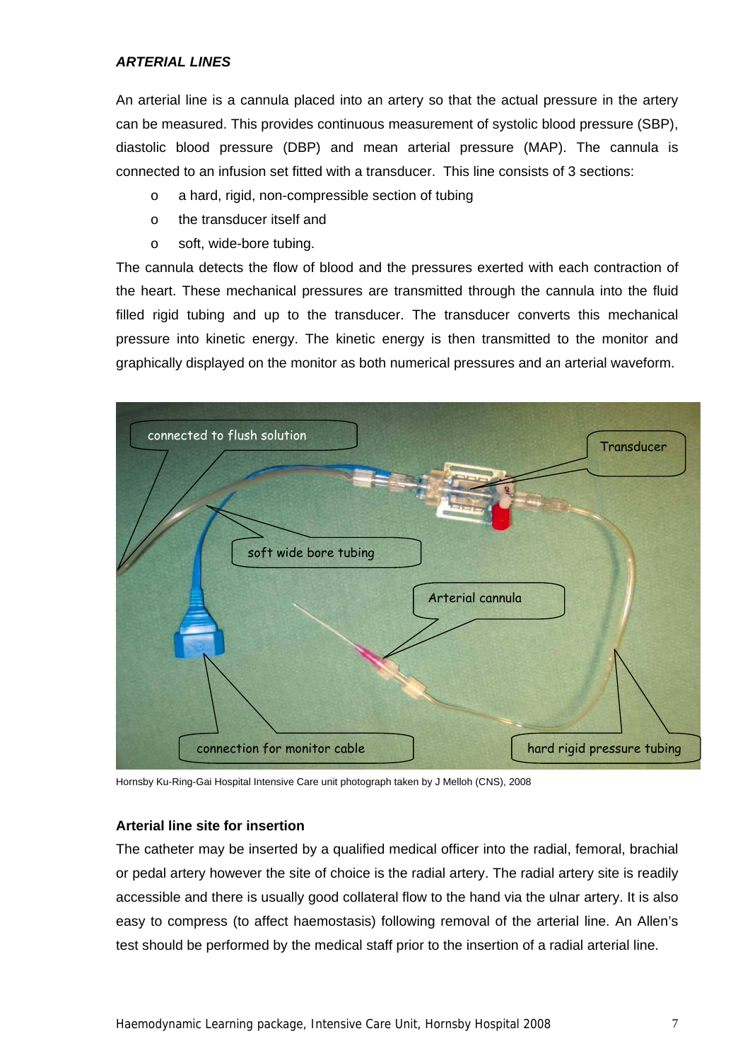***ARTERIAL LINES***

An arterial line is a cannula placed into an artery so that the actual pressure in the artery can be measured. This provides continuous measurement of systolic blood pressure (SBP), diastolic blood pressure (DBP) and mean arterial pressure (MAP). The cannula is connected to an infusion set fitted with a transducer. This line consists of 3 sections:

- a hard, rigid, non-compressible section of tubing
- the transducer itself and
- soft, wide-bore tubing.

The cannula detects the flow of blood and the pressures exerted with each contraction of the heart. These mechanical pressures are transmitted through the cannula into the fluid filled rigid tubing and up to the transducer. The transducer converts this mechanical pressure into kinetic energy. The kinetic energy is then transmitted to the monitor and graphically displayed on the monitor as both numerical pressures and an arterial waveform.

Hornsby Ku-Ring-Gai Hospital Intensive Care unit photograph taken by J Melloh (CNS), 2008

**Arterial line site for insertion**

The catheter may be inserted by a qualified medical officer into the radial, femoral, brachial or pedal artery however the site of choice is the radial artery. The radial artery site is readily accessible and there is usually good collateral flow to the hand via the ulnar artery. It is also easy to compress (to affect haemostasis) following removal of the arterial line. An Allen's test should be performed by the medical staff prior to the insertion of a radial arterial line.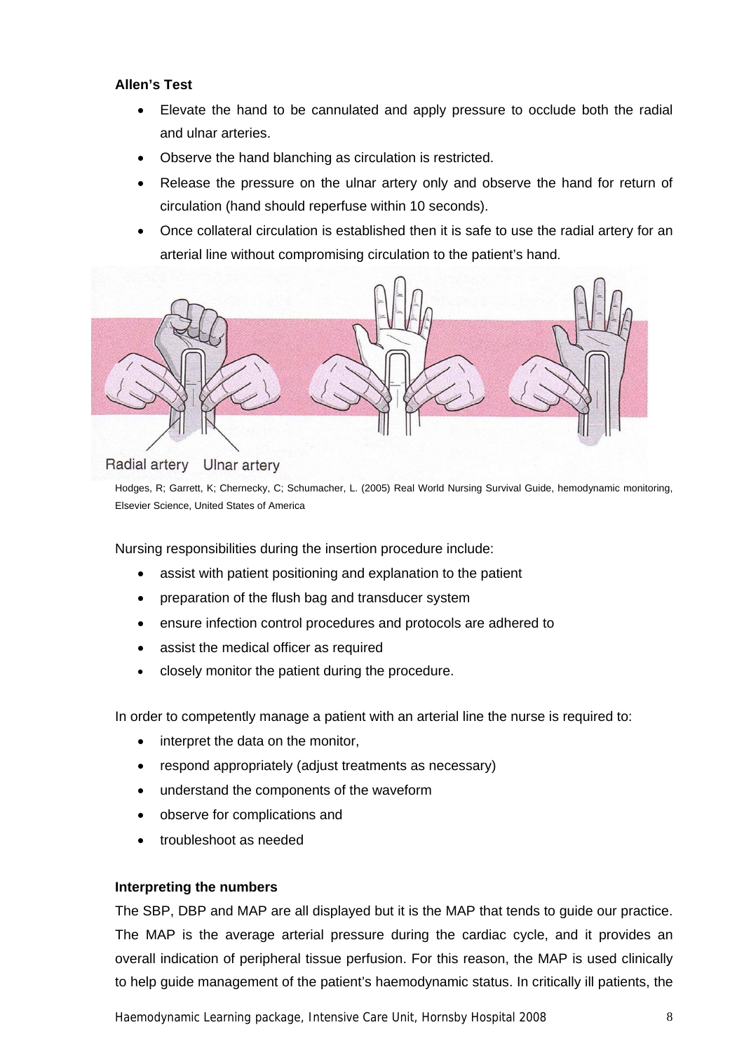**Allen's Test**

- Elevate the hand to be cannulated and apply pressure to occlude both the radial and ulnar arteries.
- Observe the hand blanching as circulation is restricted.
- Release the pressure on the ulnar artery only and observe the hand for return of circulation (hand should reperfuse within 10 seconds).
- Once collateral circulation is established then it is safe to use the radial artery for an arterial line without compromising circulation to the patient's hand.

Radial artery Ulnar artery

Hodges, R; Garrett, K; Chernecky, C; Schumacher, L. (2005) Real World Nursing Survival Guide, hemodynamic monitoring, Elsevier Science, United States of America

Nursing responsibilities during the insertion procedure include:

- assist with patient positioning and explanation to the patient
- preparation of the flush bag and transducer system
- ensure infection control procedures and protocols are adhered to
- assist the medical officer as required
- closely monitor the patient during the procedure.

In order to competently manage a patient with an arterial line the nurse is required to:

- interpret the data on the monitor,
- respond appropriately (adjust treatments as necessary)
- understand the components of the waveform
- observe for complications and
- troubleshoot as needed

**Interpreting the numbers**

The SBP, DBP and MAP are all displayed but it is the MAP that tends to guide our practice. The MAP is the average arterial pressure during the cardiac cycle, and it provides an overall indication of peripheral tissue perfusion. For this reason, the MAP is used clinically to help guide management of the patient's haemodynamic status. In critically ill patients, the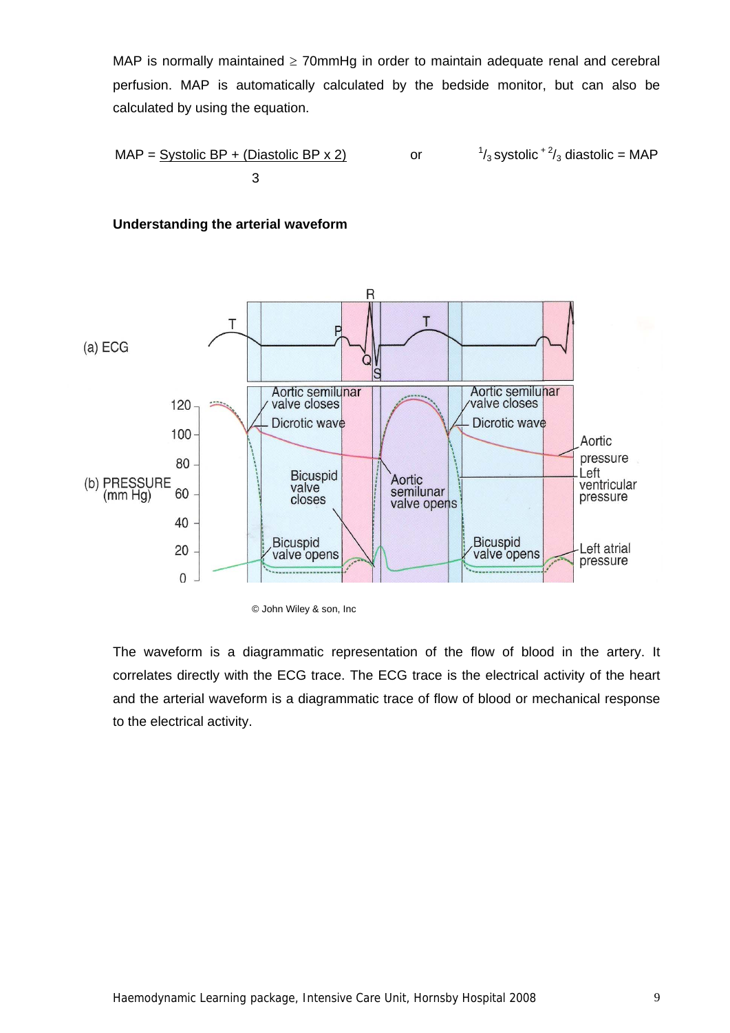MAP is normally maintained ≥ 70mmHg in order to maintain adequate renal and cerebral perfusion. MAP is automatically calculated by the bedside monitor, but can also be calculated by using the equation.

$$MAP = \frac{\text{Systolic BP} + (\text{Diastolic BP} \times 2)}{3} \quad \text{or} \quad \frac{1}{3}\text{systolic} + \frac{2}{3}\text{diastolic} = MAP$$

**Understanding the arterial waveform**

© John Wiley & son, Inc

The waveform is a diagrammatic representation of the flow of blood in the artery. It correlates directly with the ECG trace. The ECG trace is the electrical activity of the heart and the arterial waveform is a diagrammatic trace of flow of blood or mechanical response to the electrical activity.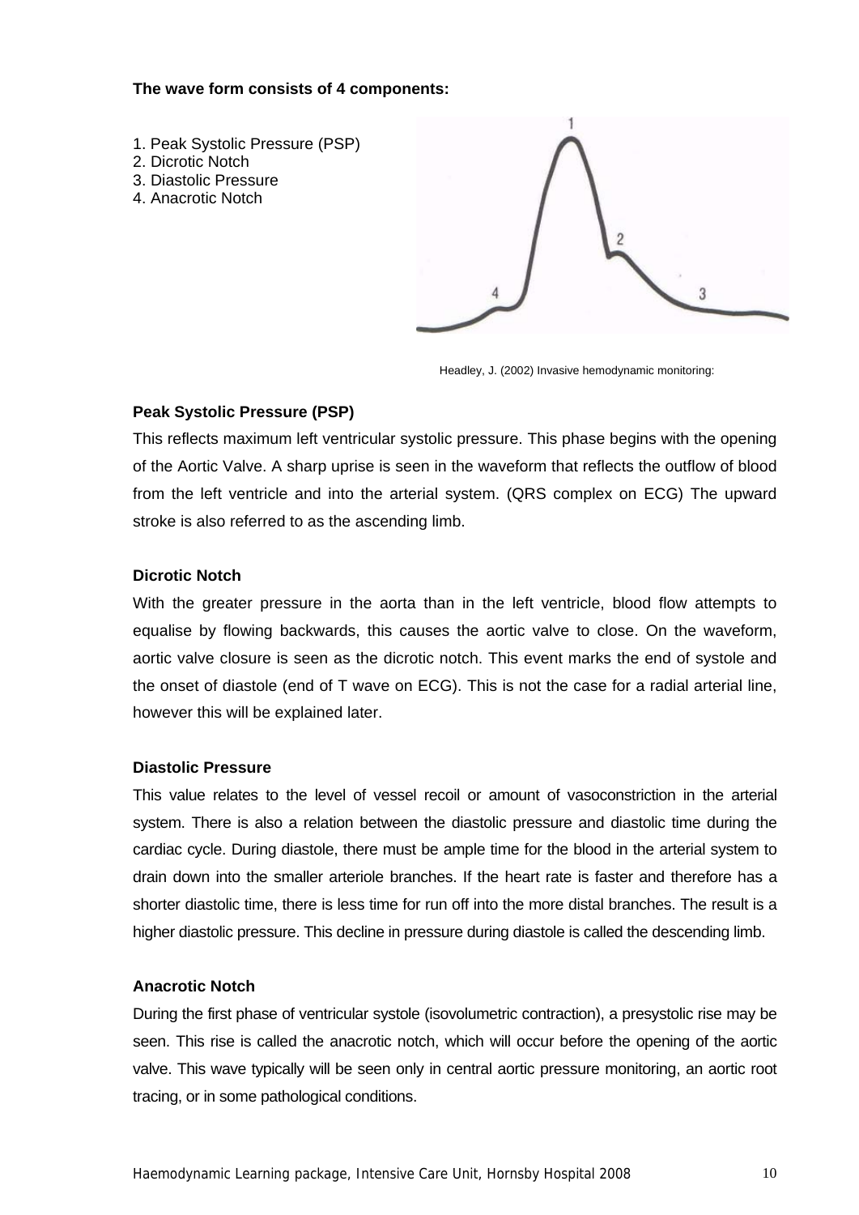**The wave form consists of 4 components:**

1. Peak Systolic Pressure (PSP)
2. Dicrotic Notch
3. Diastolic Pressure
4. Anacrotic Notch

Headley, J. (2002) Invasive hemodynamic monitoring:

**Peak Systolic Pressure (PSP)**

This reflects maximum left ventricular systolic pressure. This phase begins with the opening of the Aortic Valve. A sharp uprise is seen in the waveform that reflects the outflow of blood from the left ventricle and into the arterial system. (QRS complex on ECG) The upward stroke is also referred to as the ascending limb.

**Dicrotic Notch**

With the greater pressure in the aorta than in the left ventricle, blood flow attempts to equalise by flowing backwards, this causes the aortic valve to close. On the waveform, aortic valve closure is seen as the dicrotic notch. This event marks the end of systole and the onset of diastole (end of T wave on ECG). This is not the case for a radial arterial line, however this will be explained later.

**Diastolic Pressure**

This value relates to the level of vessel recoil or amount of vasoconstriction in the arterial system. There is also a relation between the diastolic pressure and diastolic time during the cardiac cycle. During diastole, there must be ample time for the blood in the arterial system to drain down into the smaller arteriole branches. If the heart rate is faster and therefore has a shorter diastolic time, there is less time for run off into the more distal branches. The result is a higher diastolic pressure. This decline in pressure during diastole is called the descending limb.

**Anacrotic Notch**

During the first phase of ventricular systole (isovolumetric contraction), a presystolic rise may be seen. This rise is called the anacrotic notch, which will occur before the opening of the aortic valve. This wave typically will be seen only in central aortic pressure monitoring, an aortic root tracing, or in some pathological conditions.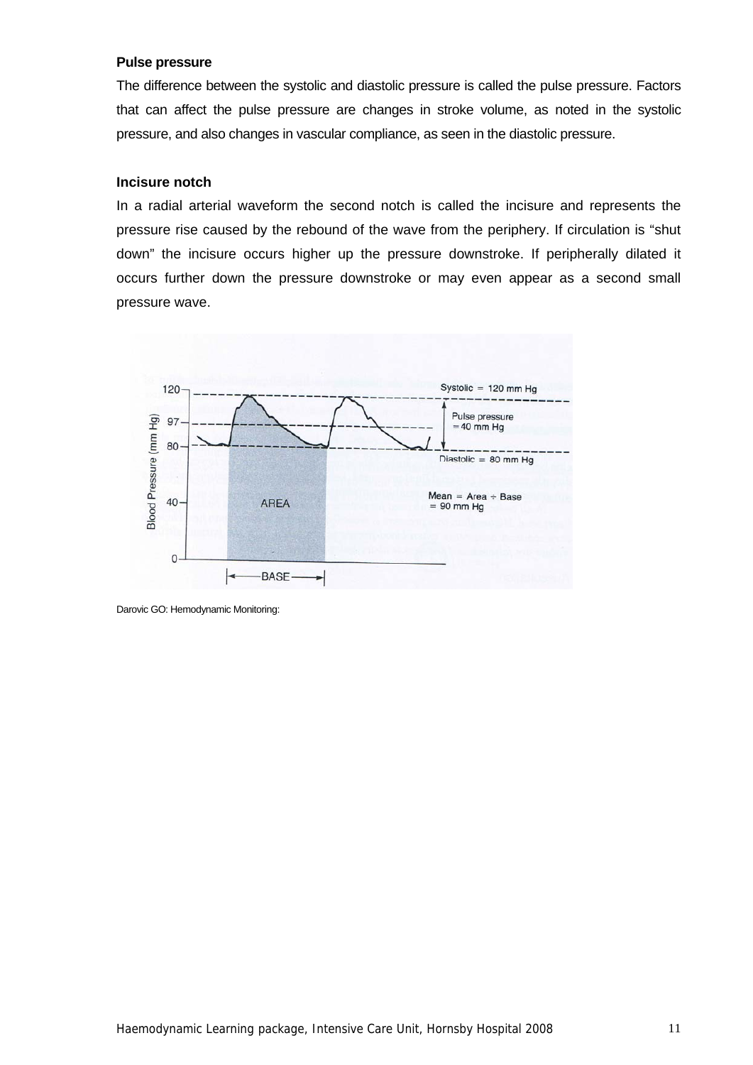### Pulse pressure

The difference between the systolic and diastolic pressure is called the pulse pressure. Factors that can affect the pulse pressure are changes in stroke volume, as noted in the systolic pressure, and also changes in vascular compliance, as seen in the diastolic pressure.

### Incisure notch

In a radial arterial waveform the second notch is called the incisure and represents the pressure rise caused by the rebound of the wave from the periphery. If circulation is "shut down" the incisure occurs higher up the pressure downstroke. If peripherally dilated it occurs further down the pressure downstroke or may even appear as a second small pressure wave.

Darovic GO: Hemodynamic Monitoring: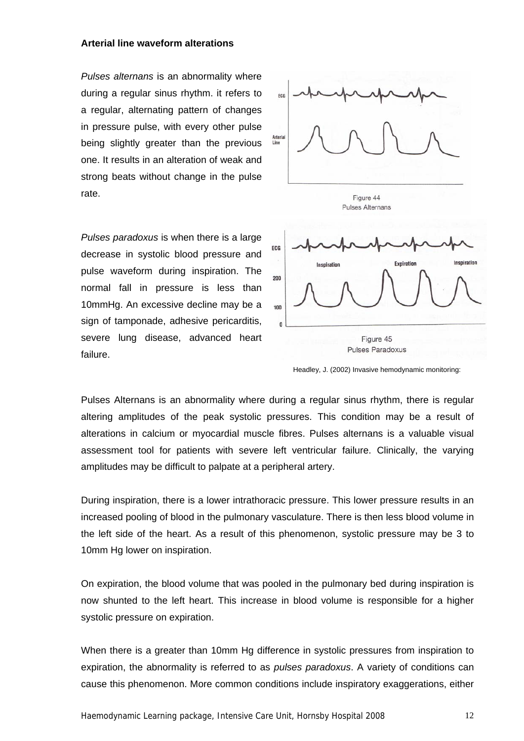**Arterial line waveform alterations**

*Pulses alternans* is an abnormality where during a regular sinus rhythm. it refers to a regular, alternating pattern of changes in pressure pulse, with every other pulse being slightly greater than the previous one. It results in an alteration of weak and strong beats without change in the pulse rate.

Figure 44
Pulses Alternans

*Pulses paradoxus* is when there is a large decrease in systolic blood pressure and pulse waveform during inspiration. The normal fall in pressure is less than 10mmHg. An excessive decline may be a sign of tamponade, adhesive pericarditis, severe lung disease, advanced heart failure.

Figure 45
Pulses Paradoxus

Headley, J. (2002) Invasive hemodynamic monitoring:

Pulses Alternans is an abnormality where during a regular sinus rhythm, there is regular altering amplitudes of the peak systolic pressures. This condition may be a result of alterations in calcium or myocardial muscle fibres. Pulses alternans is a valuable visual assessment tool for patients with severe left ventricular failure. Clinically, the varying amplitudes may be difficult to palpate at a peripheral artery.

During inspiration, there is a lower intrathoracic pressure. This lower pressure results in an increased pooling of blood in the pulmonary vasculature. There is then less blood volume in the left side of the heart. As a result of this phenomenon, systolic pressure may be 3 to 10mm Hg lower on inspiration.

On expiration, the blood volume that was pooled in the pulmonary bed during inspiration is now shunted to the left heart. This increase in blood volume is responsible for a higher systolic pressure on expiration.

When there is a greater than 10mm Hg difference in systolic pressures from inspiration to expiration, the abnormality is referred to as *pulses paradoxus*. A variety of conditions can cause this phenomenon. More common conditions include inspiratory exaggerations, either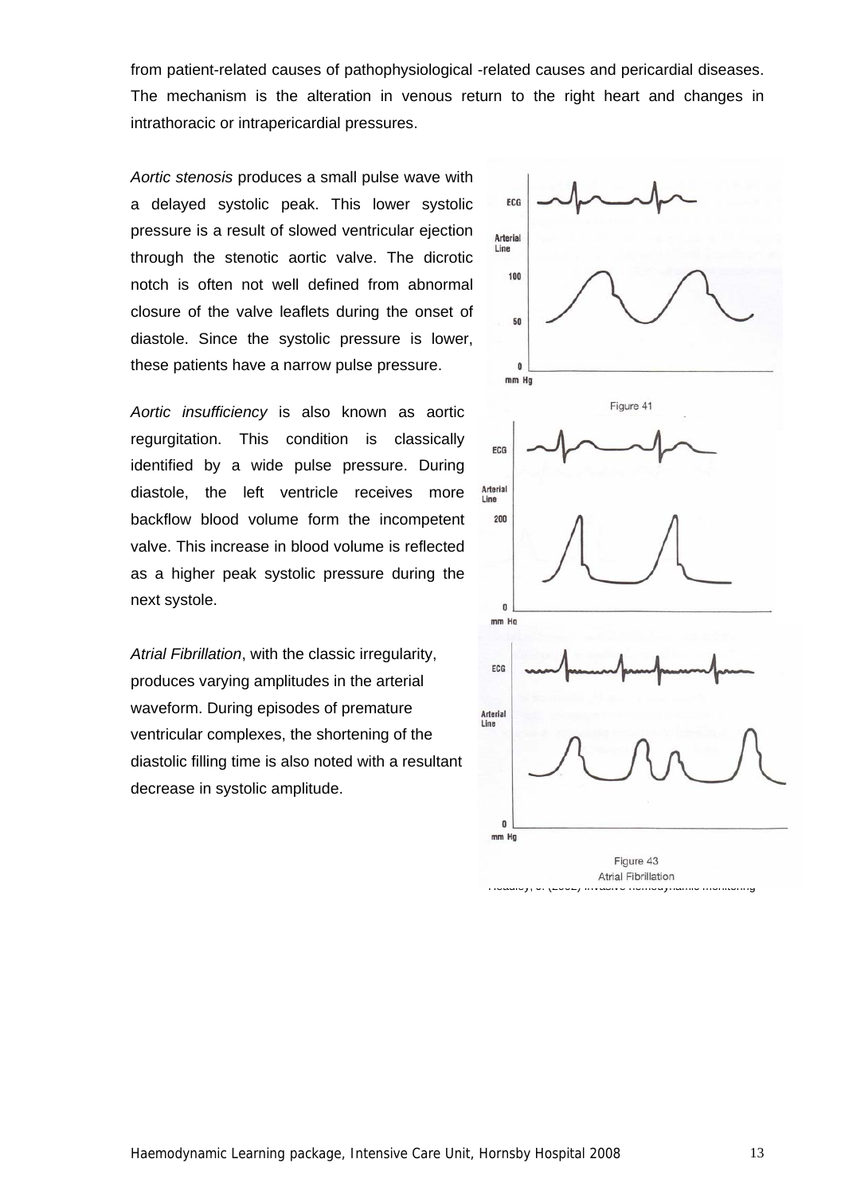from patient-related causes of pathophysiological -related causes and pericardial diseases. The mechanism is the alteration in venous return to the right heart and changes in intrathoracic or intrapericardial pressures.

*Aortic stenosis* produces a small pulse wave with a delayed systolic peak. This lower systolic pressure is a result of slowed ventricular ejection through the stenotic aortic valve. The dicrotic notch is often not well defined from abnormal closure of the valve leaflets during the onset of diastole. Since the systolic pressure is lower, these patients have a narrow pulse pressure.

Figure 41

*Aortic insufficiency* is also known as aortic regurgitation. This condition is classically identified by a wide pulse pressure. During diastole, the left ventricle receives more backflow blood volume form the incompetent valve. This increase in blood volume is reflected as a higher peak systolic pressure during the next systole.

*Atrial Fibrillation*, with the classic irregularity, produces varying amplitudes in the arterial waveform. During episodes of premature ventricular complexes, the shortening of the diastolic filling time is also noted with a resultant decrease in systolic amplitude.

Figure 43
Atrial Fibrillation

Headley, J. (2002) Invasive Haemodynamic monitoring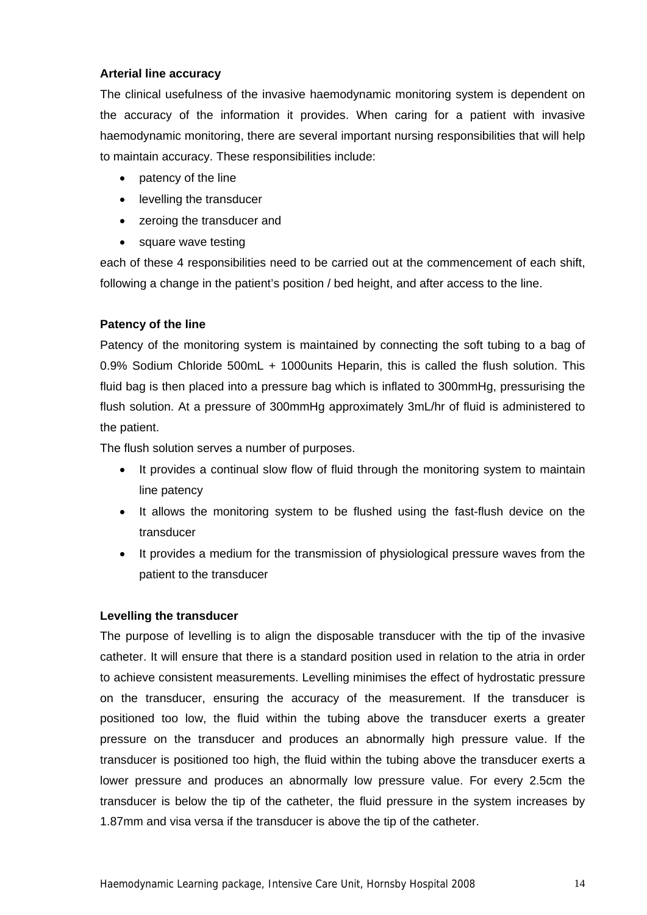**Arterial line accuracy**

The clinical usefulness of the invasive haemodynamic monitoring system is dependent on the accuracy of the information it provides. When caring for a patient with invasive haemodynamic monitoring, there are several important nursing responsibilities that will help to maintain accuracy. These responsibilities include:

- patency of the line
- levelling the transducer
- zeroing the transducer and
- square wave testing

each of these 4 responsibilities need to be carried out at the commencement of each shift, following a change in the patient's position / bed height, and after access to the line.

**Patency of the line**

Patency of the monitoring system is maintained by connecting the soft tubing to a bag of 0.9% Sodium Chloride 500mL + 1000units Heparin, this is called the flush solution. This fluid bag is then placed into a pressure bag which is inflated to 300mmHg, pressurising the flush solution. At a pressure of 300mmHg approximately 3mL/hr of fluid is administered to the patient.

The flush solution serves a number of purposes.

- It provides a continual slow flow of fluid through the monitoring system to maintain line patency
- It allows the monitoring system to be flushed using the fast-flush device on the transducer
- It provides a medium for the transmission of physiological pressure waves from the patient to the transducer

**Levelling the transducer**

The purpose of levelling is to align the disposable transducer with the tip of the invasive catheter. It will ensure that there is a standard position used in relation to the atria in order to achieve consistent measurements. Levelling minimises the effect of hydrostatic pressure on the transducer, ensuring the accuracy of the measurement. If the transducer is positioned too low, the fluid within the tubing above the transducer exerts a greater pressure on the transducer and produces an abnormally high pressure value. If the transducer is positioned too high, the fluid within the tubing above the transducer exerts a lower pressure and produces an abnormally low pressure value. For every 2.5cm the transducer is below the tip of the catheter, the fluid pressure in the system increases by 1.87mm and visa versa if the transducer is above the tip of the catheter.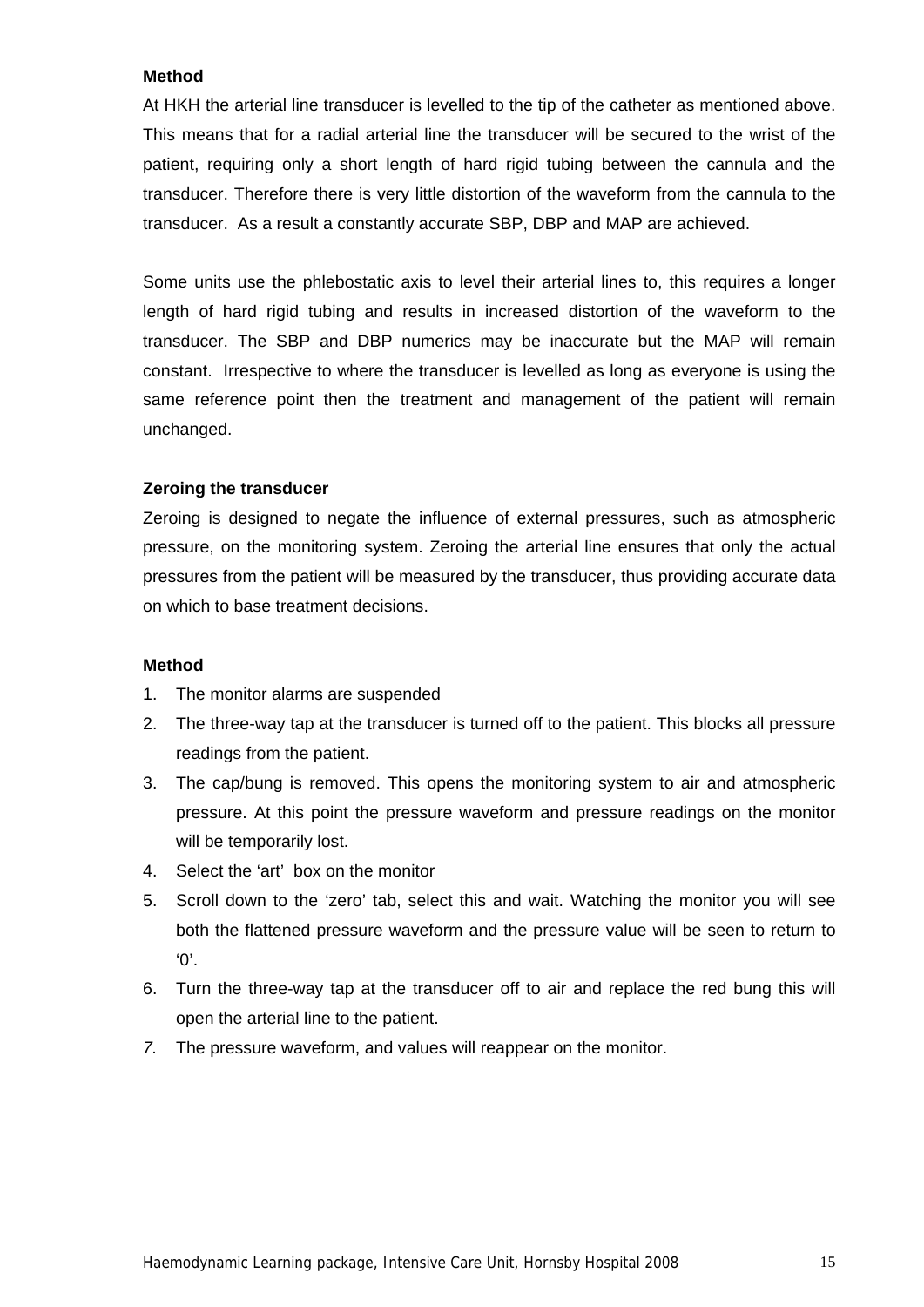**Method**

At HKH the arterial line transducer is levelled to the tip of the catheter as mentioned above. This means that for a radial arterial line the transducer will be secured to the wrist of the patient, requiring only a short length of hard rigid tubing between the cannula and the transducer. Therefore there is very little distortion of the waveform from the cannula to the transducer. As a result a constantly accurate SBP, DBP and MAP are achieved.

Some units use the phlebostatic axis to level their arterial lines to, this requires a longer length of hard rigid tubing and results in increased distortion of the waveform to the transducer. The SBP and DBP numerics may be inaccurate but the MAP will remain constant. Irrespective to where the transducer is levelled as long as everyone is using the same reference point then the treatment and management of the patient will remain unchanged.

**Zeroing the transducer**

Zeroing is designed to negate the influence of external pressures, such as atmospheric pressure, on the monitoring system. Zeroing the arterial line ensures that only the actual pressures from the patient will be measured by the transducer, thus providing accurate data on which to base treatment decisions.

**Method**

1. The monitor alarms are suspended
2. The three-way tap at the transducer is turned off to the patient. This blocks all pressure readings from the patient.
3. The cap/bung is removed. This opens the monitoring system to air and atmospheric pressure. At this point the pressure waveform and pressure readings on the monitor will be temporarily lost.
4. Select the 'art' box on the monitor
5. Scroll down to the 'zero' tab, select this and wait. Watching the monitor you will see both the flattened pressure waveform and the pressure value will be seen to return to '0'.
6. Turn the three-way tap at the transducer off to air and replace the red bung this will open the arterial line to the patient.
7. The pressure waveform, and values will reappear on the monitor.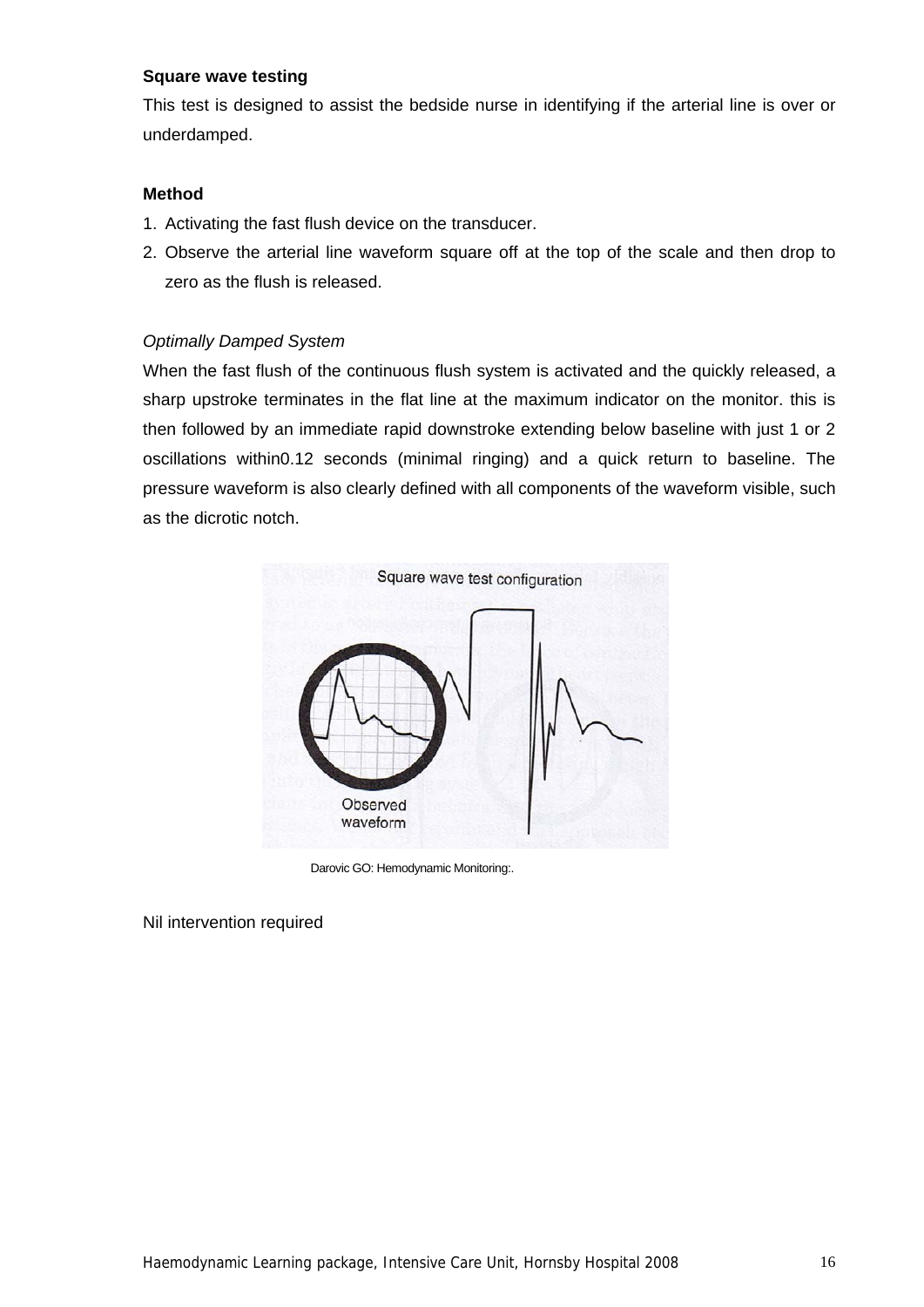**Square wave testing**

This test is designed to assist the bedside nurse in identifying if the arterial line is over or underdamped.

**Method**

1. Activating the fast flush device on the transducer.
2. Observe the arterial line waveform square off at the top of the scale and then drop to zero as the flush is released.

*Optimally Damped System*

When the fast flush of the continuous flush system is activated and the quickly released, a sharp upstroke terminates in the flat line at the maximum indicator on the monitor. this is then followed by an immediate rapid downstroke extending below baseline with just 1 or 2 oscillations within0.12 seconds (minimal ringing) and a quick return to baseline. The pressure waveform is also clearly defined with all components of the waveform visible, such as the dicrotic notch.

Darovic GO: Hemodynamic Monitoring:.

Nil intervention required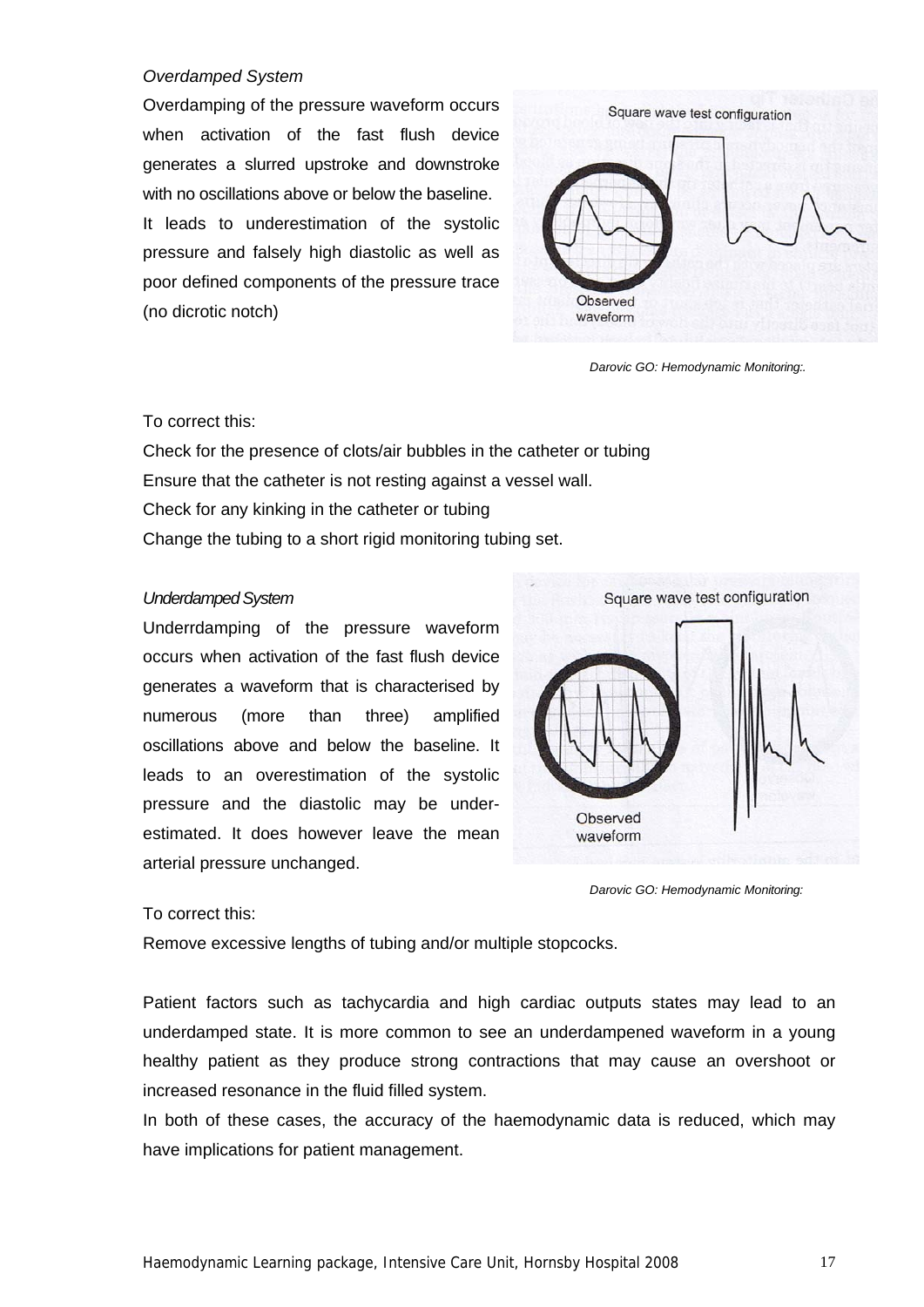*Overdamped System*

Overdamping of the pressure waveform occurs when activation of the fast flush device generates a slurred upstroke and downstroke with no oscillations above or below the baseline. It leads to underestimation of the systolic pressure and falsely high diastolic as well as poor defined components of the pressure trace (no dicrotic notch)

*Darovic GO: Hemodynamic Monitoring:.*

To correct this:

Check for the presence of clots/air bubbles in the catheter or tubing
Ensure that the catheter is not resting against a vessel wall.
Check for any kinking in the catheter or tubing
Change the tubing to a short rigid monitoring tubing set.

*Underdamped System*

Underrdamping of the pressure waveform occurs when activation of the fast flush device generates a waveform that is characterised by numerous (more than three) amplified oscillations above and below the baseline. It leads to an overestimation of the systolic pressure and the diastolic may be under-estimated. It does however leave the mean arterial pressure unchanged.

*Darovic GO: Hemodynamic Monitoring:*

To correct this:

Remove excessive lengths of tubing and/or multiple stopcocks.

Patient factors such as tachycardia and high cardiac outputs states may lead to an underdamped state. It is more common to see an underdampened waveform in a young healthy patient as they produce strong contractions that may cause an overshoot or increased resonance in the fluid filled system.

In both of these cases, the accuracy of the haemodynamic data is reduced, which may have implications for patient management.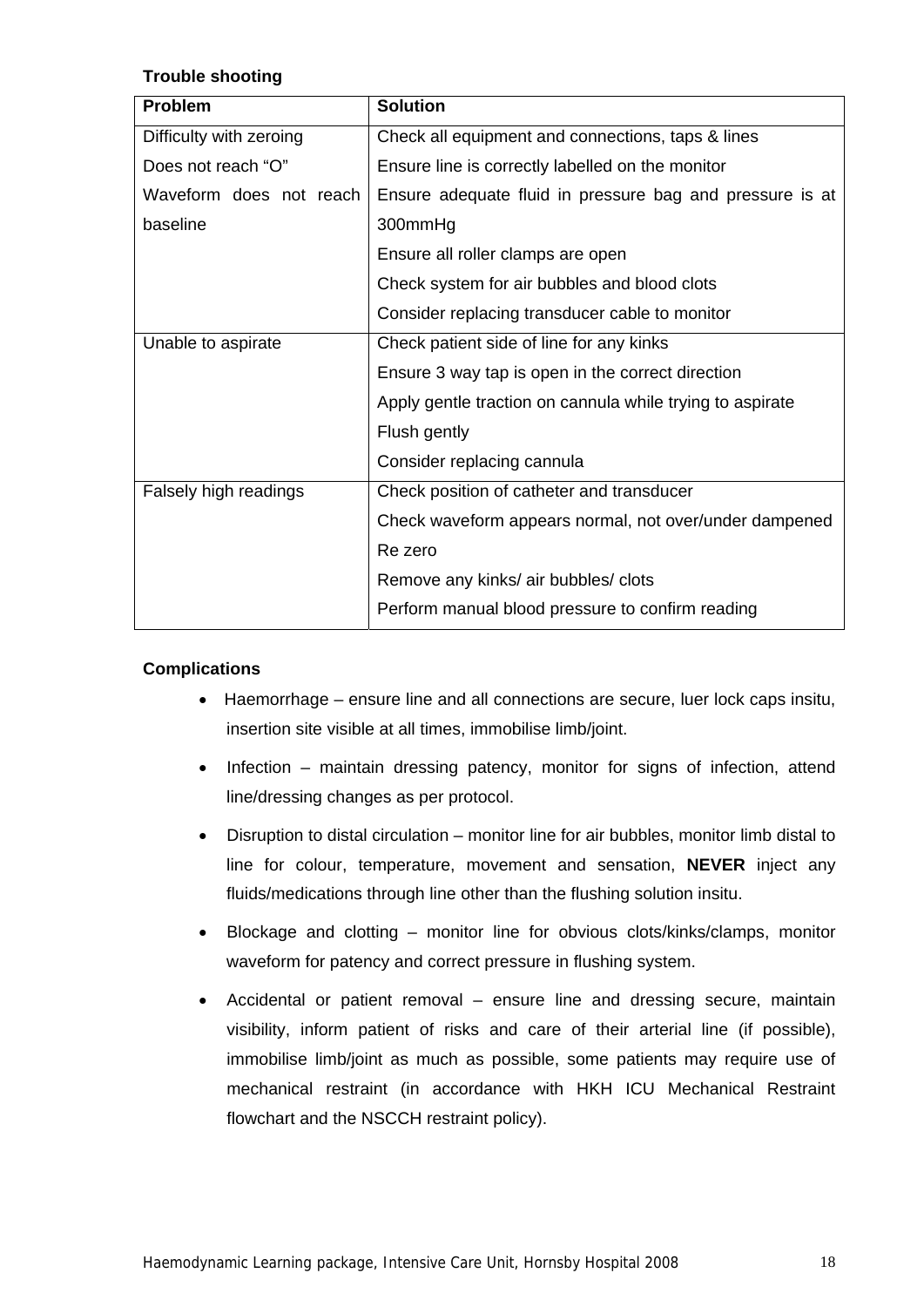**Trouble shooting**

| Problem | Solution |
| --- | --- |
| Difficulty with zeroing<br>Does not reach "O"<br>Waveform does not reach baseline | Check all equipment and connections, taps & lines<br>Ensure line is correctly labelled on the monitor<br>Ensure adequate fluid in pressure bag and pressure is at 300mmHg<br>Ensure all roller clamps are open<br>Check system for air bubbles and blood clots<br>Consider replacing transducer cable to monitor |
| Unable to aspirate | Check patient side of line for any kinks<br>Ensure 3 way tap is open in the correct direction<br>Apply gentle traction on cannula while trying to aspirate<br>Flush gently<br>Consider replacing cannula |
| Falsely high readings | Check position of catheter and transducer<br>Check waveform appears normal, not over/under dampened<br>Re zero<br>Remove any kinks/ air bubbles/ clots<br>Perform manual blood pressure to confirm reading |

**Complications**

- Haemorrhage – ensure line and all connections are secure, luer lock caps insitu, insertion site visible at all times, immobilise limb/joint.
- Infection – maintain dressing patency, monitor for signs of infection, attend line/dressing changes as per protocol.
- Disruption to distal circulation – monitor line for air bubbles, monitor limb distal to line for colour, temperature, movement and sensation, **NEVER** inject any fluids/medications through line other than the flushing solution insitu.
- Blockage and clotting – monitor line for obvious clots/kinks/clamps, monitor waveform for patency and correct pressure in flushing system.
- Accidental or patient removal – ensure line and dressing secure, maintain visibility, inform patient of risks and care of their arterial line (if possible), immobilise limb/joint as much as possible, some patients may require use of mechanical restraint (in accordance with HKH ICU Mechanical Restraint flowchart and the NSCCH restraint policy).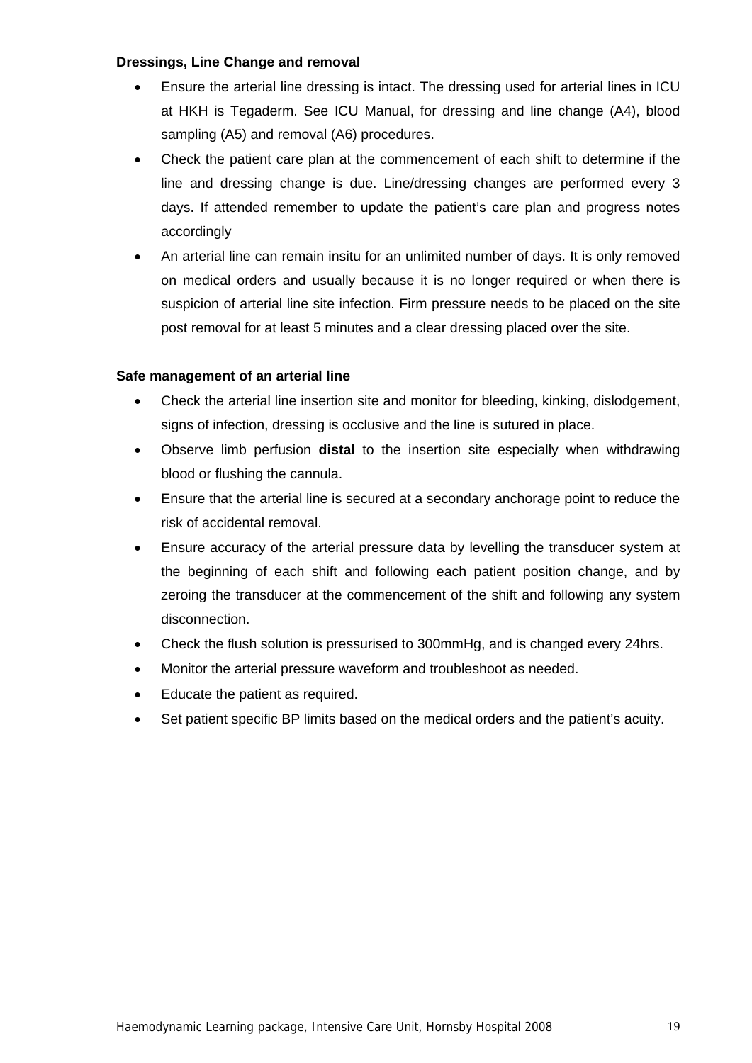**Dressings, Line Change and removal**

- Ensure the arterial line dressing is intact. The dressing used for arterial lines in ICU at HKH is Tegaderm. See ICU Manual, for dressing and line change (A4), blood sampling (A5) and removal (A6) procedures.
- Check the patient care plan at the commencement of each shift to determine if the line and dressing change is due. Line/dressing changes are performed every 3 days. If attended remember to update the patient's care plan and progress notes accordingly
- An arterial line can remain insitu for an unlimited number of days. It is only removed on medical orders and usually because it is no longer required or when there is suspicion of arterial line site infection. Firm pressure needs to be placed on the site post removal for at least 5 minutes and a clear dressing placed over the site.

**Safe management of an arterial line**

- Check the arterial line insertion site and monitor for bleeding, kinking, dislodgement, signs of infection, dressing is occlusive and the line is sutured in place.
- Observe limb perfusion **distal** to the insertion site especially when withdrawing blood or flushing the cannula.
- Ensure that the arterial line is secured at a secondary anchorage point to reduce the risk of accidental removal.
- Ensure accuracy of the arterial pressure data by levelling the transducer system at the beginning of each shift and following each patient position change, and by zeroing the transducer at the commencement of the shift and following any system disconnection.
- Check the flush solution is pressurised to 300mmHg, and is changed every 24hrs.
- Monitor the arterial pressure waveform and troubleshoot as needed.
- Educate the patient as required.
- Set patient specific BP limits based on the medical orders and the patient's acuity.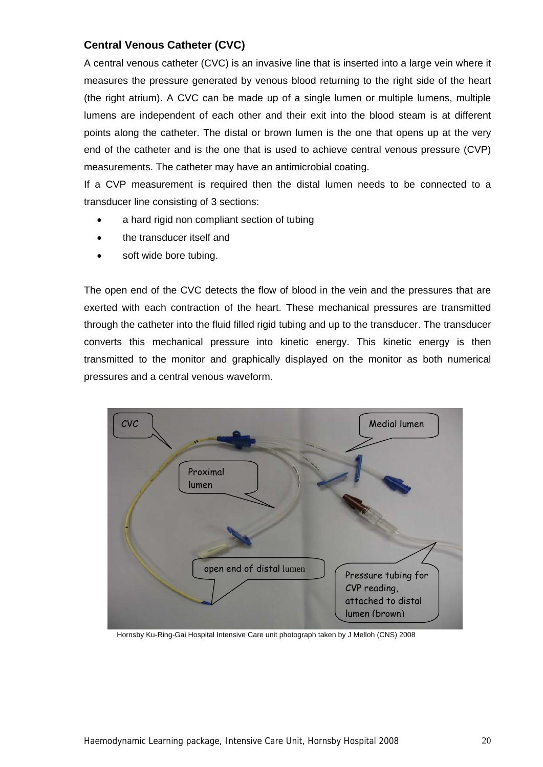### Central Venous Catheter (CVC)

A central venous catheter (CVC) is an invasive line that is inserted into a large vein where it measures the pressure generated by venous blood returning to the right side of the heart (the right atrium). A CVC can be made up of a single lumen or multiple lumens, multiple lumens are independent of each other and their exit into the blood steam is at different points along the catheter. The distal or brown lumen is the one that opens up at the very end of the catheter and is the one that is used to achieve central venous pressure (CVP) measurements. The catheter may have an antimicrobial coating.

If a CVP measurement is required then the distal lumen needs to be connected to a transducer line consisting of 3 sections:

- a hard rigid non compliant section of tubing
- the transducer itself and
- soft wide bore tubing.

The open end of the CVC detects the flow of blood in the vein and the pressures that are exerted with each contraction of the heart. These mechanical pressures are transmitted through the catheter into the fluid filled rigid tubing and up to the transducer. The transducer converts this mechanical pressure into kinetic energy. This kinetic energy is then transmitted to the monitor and graphically displayed on the monitor as both numerical pressures and a central venous waveform.

CVC

Medial lumen

Proximal lumen

open end of distal lumen

Pressure tubing for CVP reading, attached to distal lumen (brown)

Hornsby Ku-Ring-Gai Hospital Intensive Care unit photograph taken by J Melloh (CNS) 2008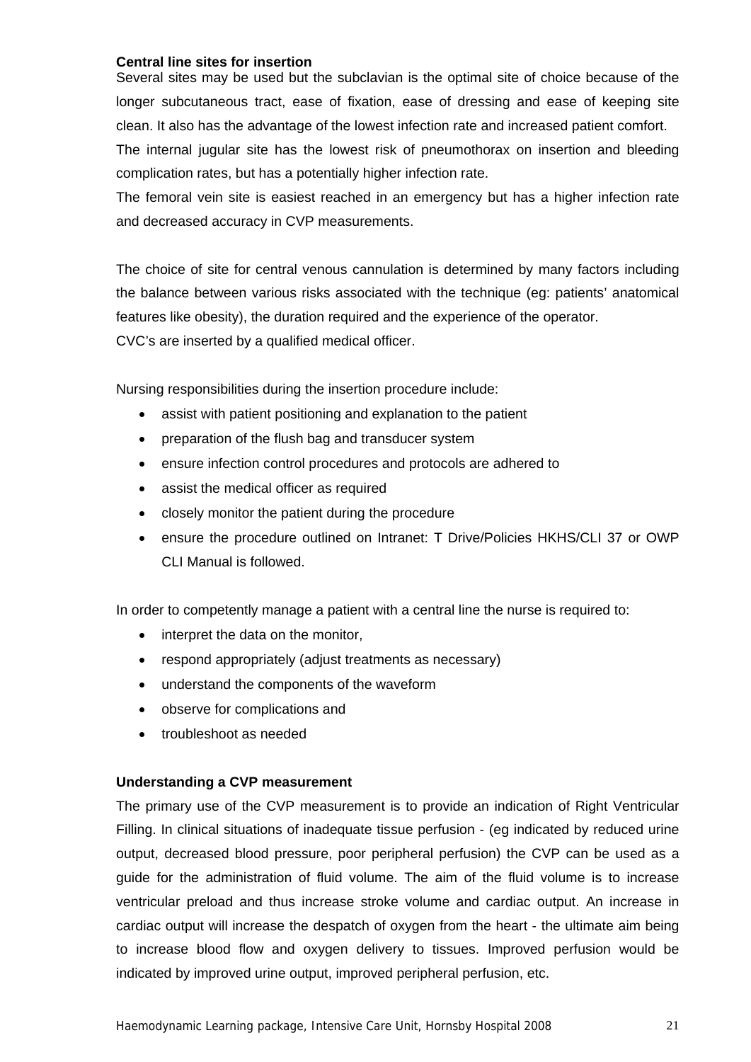**Central line sites for insertion**

Several sites may be used but the subclavian is the optimal site of choice because of the longer subcutaneous tract, ease of fixation, ease of dressing and ease of keeping site clean. It also has the advantage of the lowest infection rate and increased patient comfort.

The internal jugular site has the lowest risk of pneumothorax on insertion and bleeding complication rates, but has a potentially higher infection rate.

The femoral vein site is easiest reached in an emergency but has a higher infection rate and decreased accuracy in CVP measurements.

The choice of site for central venous cannulation is determined by many factors including the balance between various risks associated with the technique (eg: patients' anatomical features like obesity), the duration required and the experience of the operator.

CVC's are inserted by a qualified medical officer.

Nursing responsibilities during the insertion procedure include:

- assist with patient positioning and explanation to the patient
- preparation of the flush bag and transducer system
- ensure infection control procedures and protocols are adhered to
- assist the medical officer as required
- closely monitor the patient during the procedure
- ensure the procedure outlined on Intranet: T Drive/Policies HKHS/CLI 37 or OWP CLI Manual is followed.

In order to competently manage a patient with a central line the nurse is required to:

- interpret the data on the monitor,
- respond appropriately (adjust treatments as necessary)
- understand the components of the waveform
- observe for complications and
- troubleshoot as needed

**Understanding a CVP measurement**

The primary use of the CVP measurement is to provide an indication of Right Ventricular Filling. In clinical situations of inadequate tissue perfusion - (eg indicated by reduced urine output, decreased blood pressure, poor peripheral perfusion) the CVP can be used as a guide for the administration of fluid volume. The aim of the fluid volume is to increase ventricular preload and thus increase stroke volume and cardiac output. An increase in cardiac output will increase the despatch of oxygen from the heart - the ultimate aim being to increase blood flow and oxygen delivery to tissues. Improved perfusion would be indicated by improved urine output, improved peripheral perfusion, etc.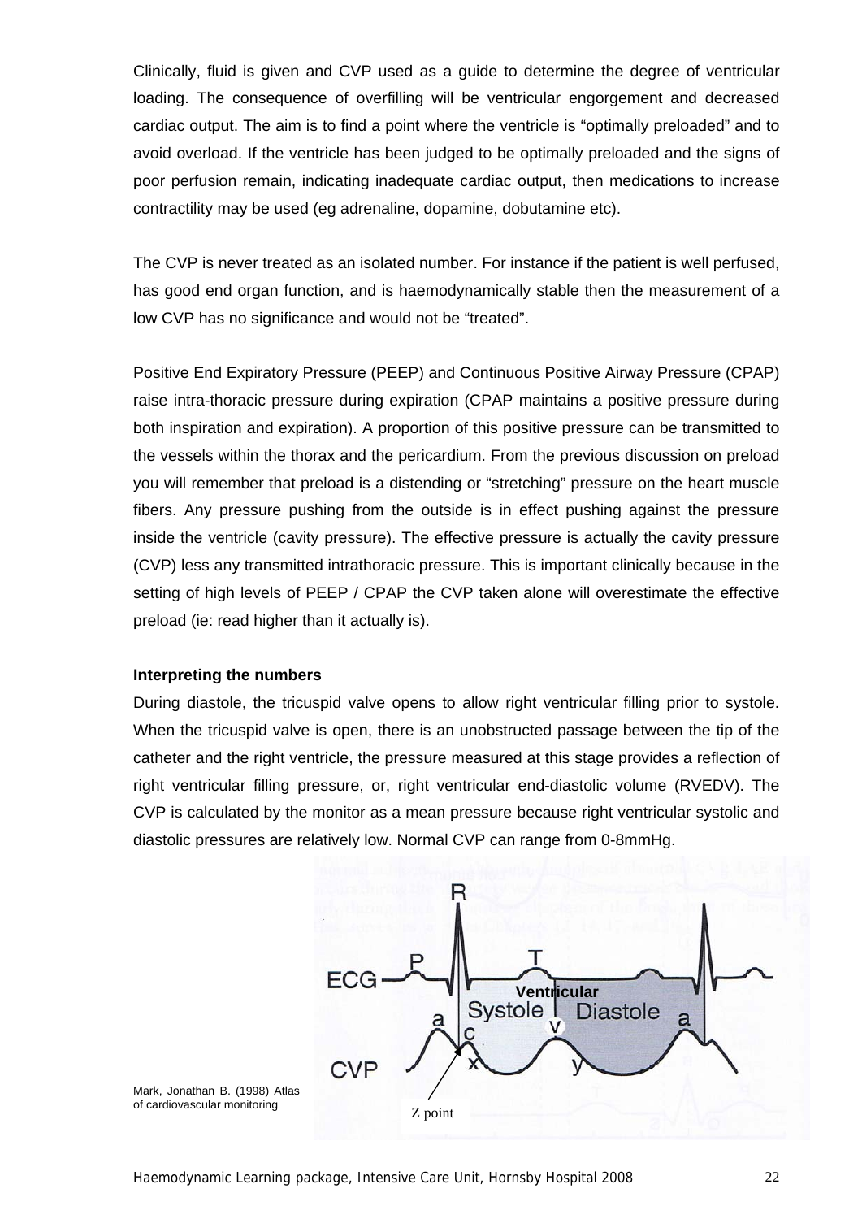Clinically, fluid is given and CVP used as a guide to determine the degree of ventricular loading. The consequence of overfilling will be ventricular engorgement and decreased cardiac output. The aim is to find a point where the ventricle is "optimally preloaded" and to avoid overload. If the ventricle has been judged to be optimally preloaded and the signs of poor perfusion remain, indicating inadequate cardiac output, then medications to increase contractility may be used (eg adrenaline, dopamine, dobutamine etc).

The CVP is never treated as an isolated number. For instance if the patient is well perfused, has good end organ function, and is haemodynamically stable then the measurement of a low CVP has no significance and would not be "treated".

Positive End Expiratory Pressure (PEEP) and Continuous Positive Airway Pressure (CPAP) raise intra-thoracic pressure during expiration (CPAP maintains a positive pressure during both inspiration and expiration). A proportion of this positive pressure can be transmitted to the vessels within the thorax and the pericardium. From the previous discussion on preload you will remember that preload is a distending or "stretching" pressure on the heart muscle fibers. Any pressure pushing from the outside is in effect pushing against the pressure inside the ventricle (cavity pressure). The effective pressure is actually the cavity pressure (CVP) less any transmitted intrathoracic pressure. This is important clinically because in the setting of high levels of PEEP / CPAP the CVP taken alone will overestimate the effective preload (ie: read higher than it actually is).

**Interpreting the numbers**

During diastole, the tricuspid valve opens to allow right ventricular filling prior to systole. When the tricuspid valve is open, there is an unobstructed passage between the tip of the catheter and the right ventricle, the pressure measured at this stage provides a reflection of right ventricular filling pressure, or, right ventricular end-diastolic volume (RVEDV). The CVP is calculated by the monitor as a mean pressure because right ventricular systolic and diastolic pressures are relatively low. Normal CVP can range from 0-8mmHg.

Mark, Jonathan B. (1998) Atlas of cardiovascular monitoring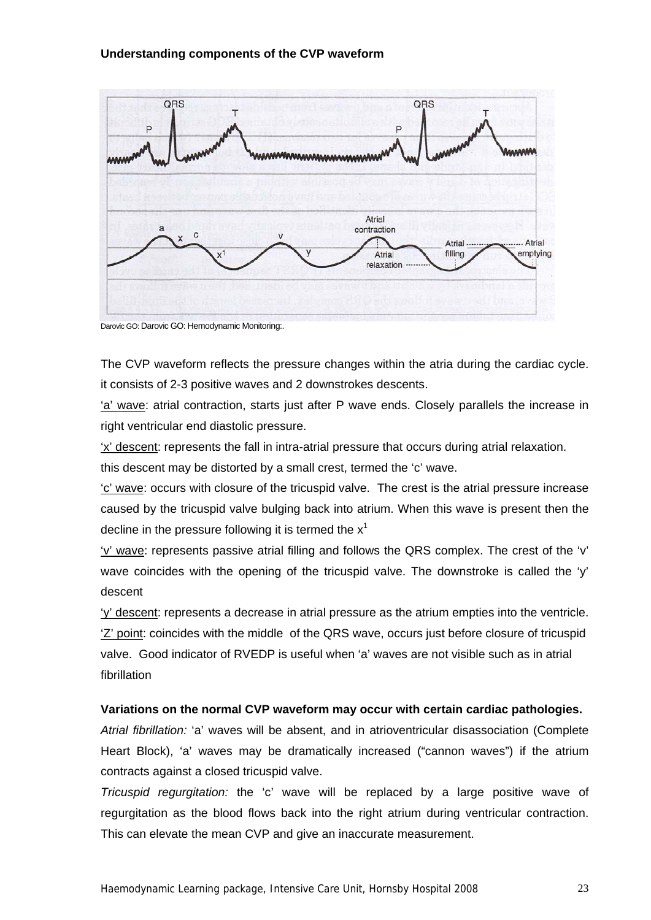**Understanding components of the CVP waveform**

Darovic GO: Darovic GO: Hemodynamic Monitoring:.

The CVP waveform reflects the pressure changes within the atria during the cardiac cycle. it consists of 2-3 positive waves and 2 downstrokes descents.

<u>'a' wave</u>: atrial contraction, starts just after P wave ends. Closely parallels the increase in right ventricular end diastolic pressure.

<u>'x' descent</u>: represents the fall in intra-atrial pressure that occurs during atrial relaxation. this descent may be distorted by a small crest, termed the 'c' wave.

<u>'c' wave</u>: occurs with closure of the tricuspid valve. The crest is the atrial pressure increase caused by the tricuspid valve bulging back into atrium. When this wave is present then the decline in the pressure following it is termed the $x^1$

<u>'v' wave</u>: represents passive atrial filling and follows the QRS complex. The crest of the 'v' wave coincides with the opening of the tricuspid valve. The downstroke is called the 'y' descent

<u>'y' descent</u>: represents a decrease in atrial pressure as the atrium empties into the ventricle.

<u>'Z' point</u>: coincides with the middle of the QRS wave, occurs just before closure of tricuspid valve. Good indicator of RVEDP is useful when 'a' waves are not visible such as in atrial fibrillation

**Variations on the normal CVP waveform may occur with certain cardiac pathologies.**

*Atrial fibrillation:* 'a' waves will be absent, and in atrioventricular disassociation (Complete Heart Block), 'a' waves may be dramatically increased ("cannon waves") if the atrium contracts against a closed tricuspid valve.

*Tricuspid regurgitation:* the 'c' wave will be replaced by a large positive wave of regurgitation as the blood flows back into the right atrium during ventricular contraction. This can elevate the mean CVP and give an inaccurate measurement.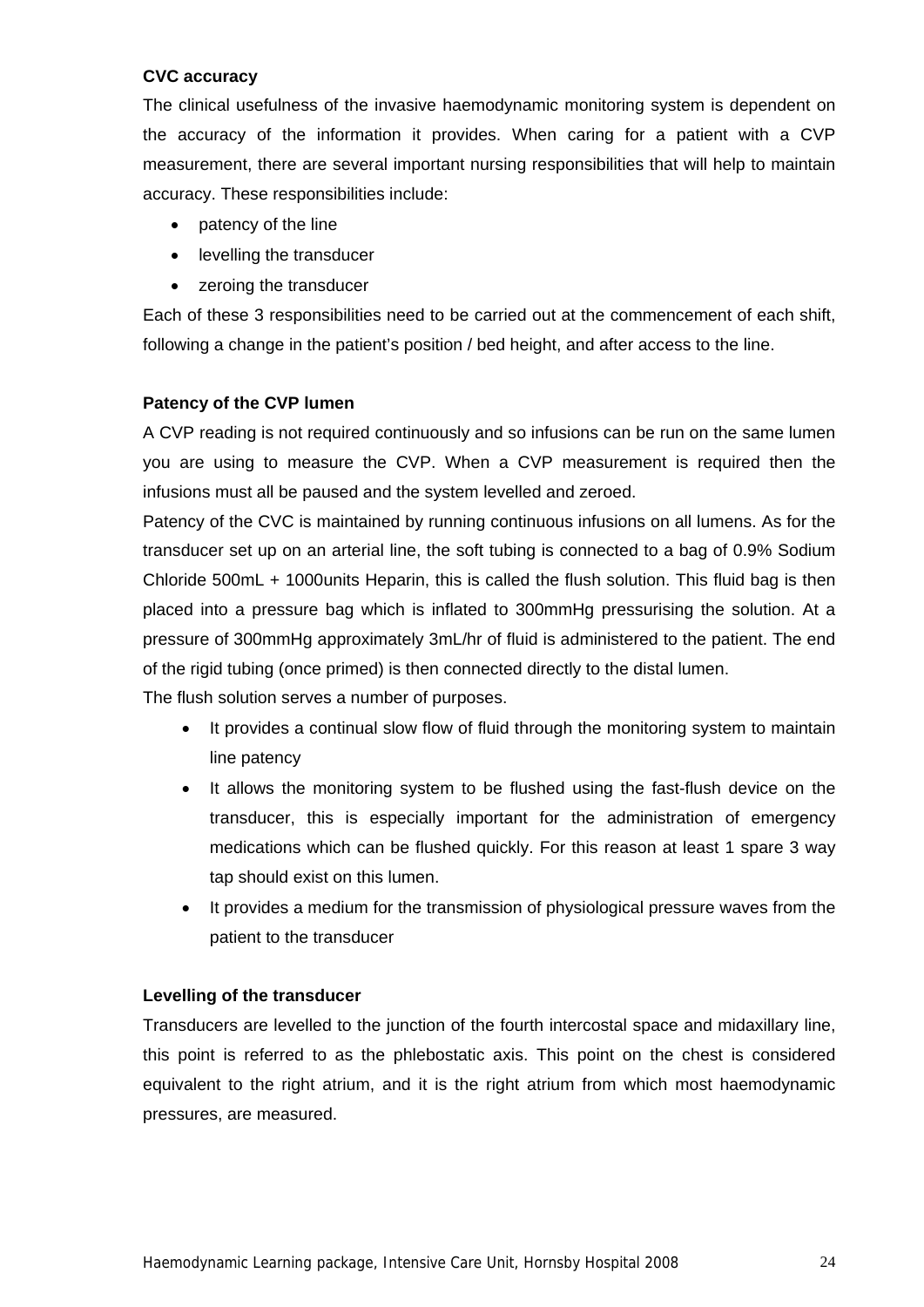**CVC accuracy**

The clinical usefulness of the invasive haemodynamic monitoring system is dependent on the accuracy of the information it provides. When caring for a patient with a CVP measurement, there are several important nursing responsibilities that will help to maintain accuracy. These responsibilities include:

- patency of the line
- levelling the transducer
- zeroing the transducer

Each of these 3 responsibilities need to be carried out at the commencement of each shift, following a change in the patient's position / bed height, and after access to the line.

**Patency of the CVP lumen**

A CVP reading is not required continuously and so infusions can be run on the same lumen you are using to measure the CVP. When a CVP measurement is required then the infusions must all be paused and the system levelled and zeroed.

Patency of the CVC is maintained by running continuous infusions on all lumens. As for the transducer set up on an arterial line, the soft tubing is connected to a bag of 0.9% Sodium Chloride 500mL + 1000units Heparin, this is called the flush solution. This fluid bag is then placed into a pressure bag which is inflated to 300mmHg pressurising the solution. At a pressure of 300mmHg approximately 3mL/hr of fluid is administered to the patient. The end of the rigid tubing (once primed) is then connected directly to the distal lumen.

The flush solution serves a number of purposes.

- It provides a continual slow flow of fluid through the monitoring system to maintain line patency
- It allows the monitoring system to be flushed using the fast-flush device on the transducer, this is especially important for the administration of emergency medications which can be flushed quickly. For this reason at least 1 spare 3 way tap should exist on this lumen.
- It provides a medium for the transmission of physiological pressure waves from the patient to the transducer

**Levelling of the transducer**

Transducers are levelled to the junction of the fourth intercostal space and midaxillary line, this point is referred to as the phlebostatic axis. This point on the chest is considered equivalent to the right atrium, and it is the right atrium from which most haemodynamic pressures, are measured.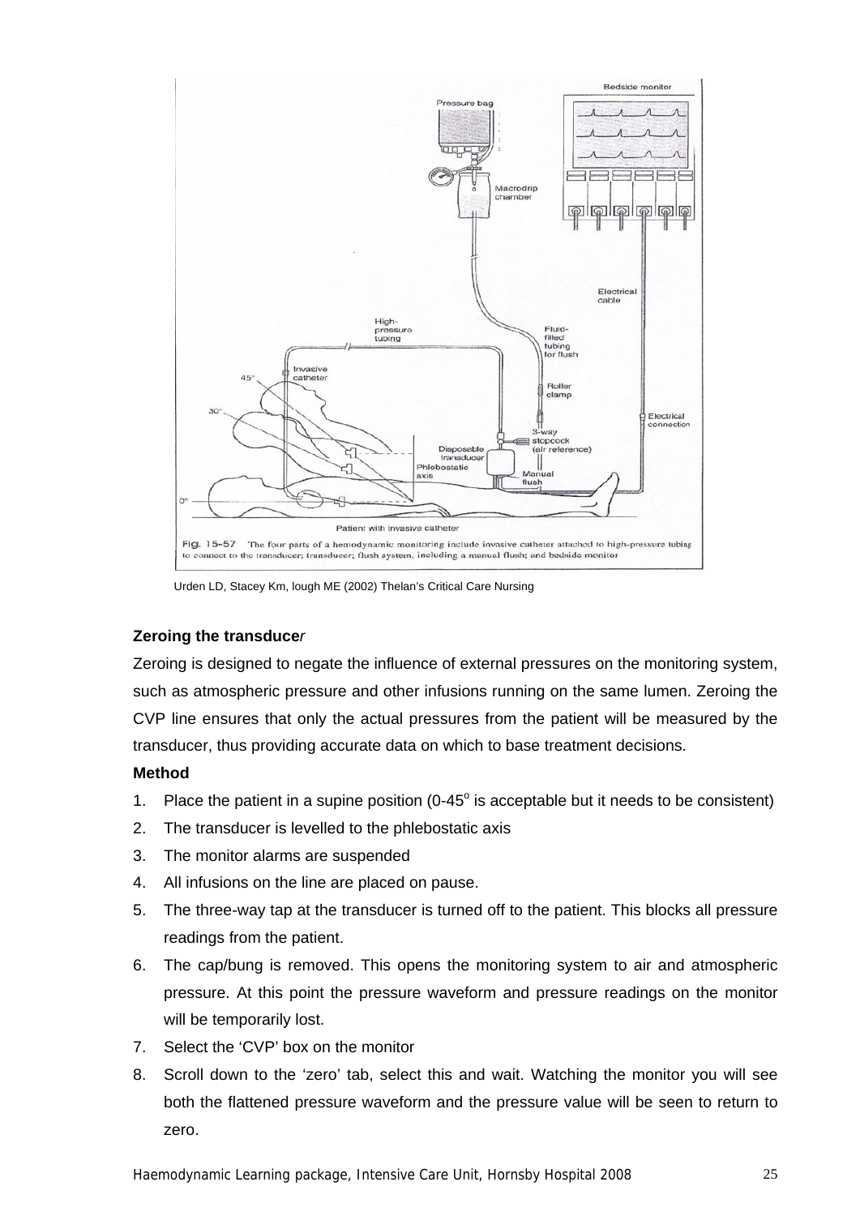Fig. 15-57 The four parts of a hemodynamic monitoring include invasive catheter attached to high-pressure tubing to connect to the transducer; transducer; flush system, including a manual flush; and bedside monitor

Urden LD, Stacey Km, lough ME (2002) Thelan's Critical Care Nursing

**Zeroing the transducer**

Zeroing is designed to negate the influence of external pressures on the monitoring system, such as atmospheric pressure and other infusions running on the same lumen. Zeroing the CVP line ensures that only the actual pressures from the patient will be measured by the transducer, thus providing accurate data on which to base treatment decisions.

**Method**

1. Place the patient in a supine position (0-45$^{o}$ is acceptable but it needs to be consistent)
2. The transducer is levelled to the phlebostatic axis
3. The monitor alarms are suspended
4. All infusions on the line are placed on pause.
5. The three-way tap at the transducer is turned off to the patient. This blocks all pressure readings from the patient.
6. The cap/bung is removed. This opens the monitoring system to air and atmospheric pressure. At this point the pressure waveform and pressure readings on the monitor will be temporarily lost.
7. Select the 'CVP' box on the monitor
8. Scroll down to the 'zero' tab, select this and wait. Watching the monitor you will see both the flattened pressure waveform and the pressure value will be seen to return to zero.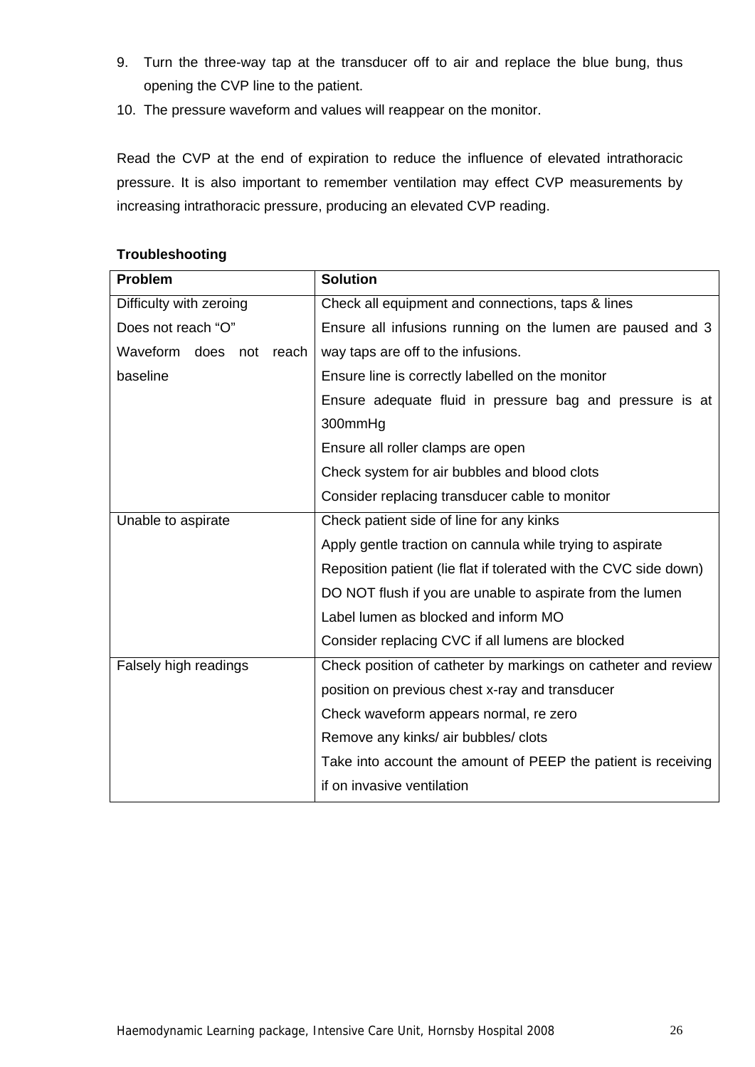9. Turn the three-way tap at the transducer off to air and replace the blue bung, thus opening the CVP line to the patient.
10. The pressure waveform and values will reappear on the monitor.

Read the CVP at the end of expiration to reduce the influence of elevated intrathoracic pressure. It is also important to remember ventilation may effect CVP measurements by increasing intrathoracic pressure, producing an elevated CVP reading.

**Troubleshooting**

| **Problem** | **Solution** |
|---|---|
| Difficulty with zeroing<br>Does not reach "O"<br>Waveform does not reach baseline | Check all equipment and connections, taps & lines<br>Ensure all infusions running on the lumen are paused and 3 way taps are off to the infusions.<br>Ensure line is correctly labelled on the monitor<br>Ensure adequate fluid in pressure bag and pressure is at 300mmHg<br>Ensure all roller clamps are open<br>Check system for air bubbles and blood clots<br>Consider replacing transducer cable to monitor |
| Unable to aspirate | Check patient side of line for any kinks<br>Apply gentle traction on cannula while trying to aspirate<br>Reposition patient (lie flat if tolerated with the CVC side down)<br>DO NOT flush if you are unable to aspirate from the lumen<br>Label lumen as blocked and inform MO<br>Consider replacing CVC if all lumens are blocked |
| Falsely high readings | Check position of catheter by markings on catheter and review position on previous chest x-ray and transducer<br>Check waveform appears normal, re zero<br>Remove any kinks/ air bubbles/ clots<br>Take into account the amount of PEEP the patient is receiving if on invasive ventilation |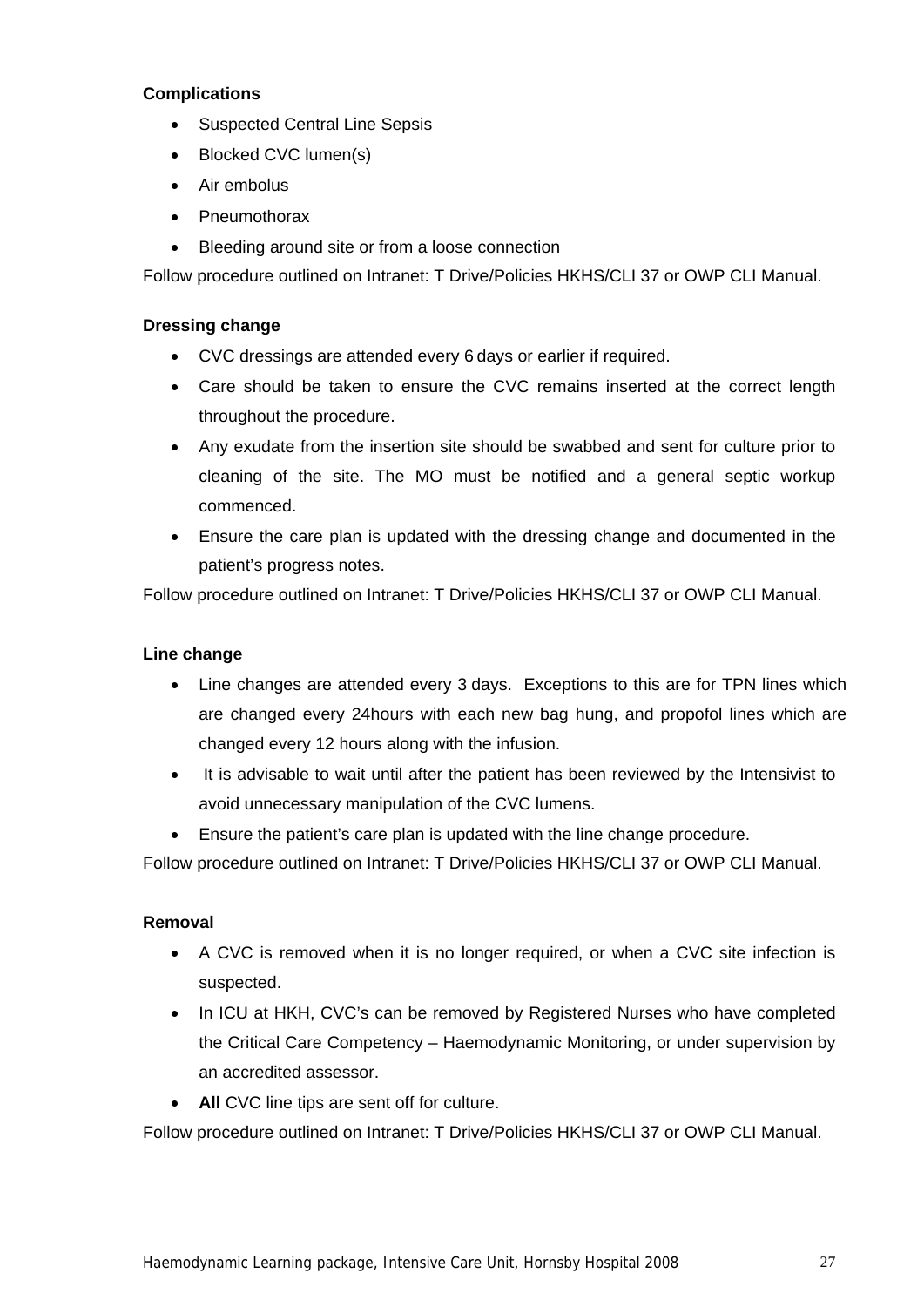**Complications**

- Suspected Central Line Sepsis
- Blocked CVC lumen(s)
- Air embolus
- Pneumothorax
- Bleeding around site or from a loose connection

Follow procedure outlined on Intranet: T Drive/Policies HKHS/CLI 37 or OWP CLI Manual.

**Dressing change**

- CVC dressings are attended every 6 days or earlier if required.
- Care should be taken to ensure the CVC remains inserted at the correct length throughout the procedure.
- Any exudate from the insertion site should be swabbed and sent for culture prior to cleaning of the site. The MO must be notified and a general septic workup commenced.
- Ensure the care plan is updated with the dressing change and documented in the patient's progress notes.

Follow procedure outlined on Intranet: T Drive/Policies HKHS/CLI 37 or OWP CLI Manual.

**Line change**

- Line changes are attended every 3 days. Exceptions to this are for TPN lines which are changed every 24hours with each new bag hung, and propofol lines which are changed every 12 hours along with the infusion.
- It is advisable to wait until after the patient has been reviewed by the Intensivist to avoid unnecessary manipulation of the CVC lumens.
- Ensure the patient's care plan is updated with the line change procedure.

Follow procedure outlined on Intranet: T Drive/Policies HKHS/CLI 37 or OWP CLI Manual.

**Removal**

- A CVC is removed when it is no longer required, or when a CVC site infection is suspected.
- In ICU at HKH, CVC's can be removed by Registered Nurses who have completed the Critical Care Competency – Haemodynamic Monitoring, or under supervision by an accredited assessor.
- **All** CVC line tips are sent off for culture.

Follow procedure outlined on Intranet: T Drive/Policies HKHS/CLI 37 or OWP CLI Manual.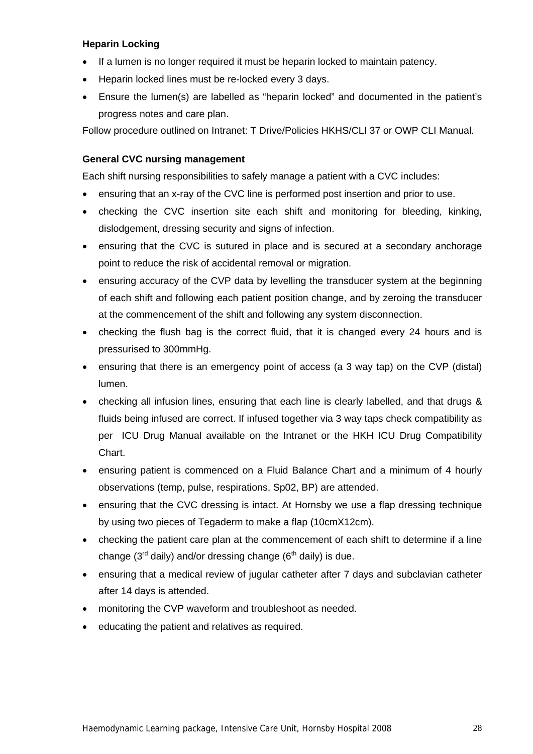**Heparin Locking**

- If a lumen is no longer required it must be heparin locked to maintain patency.
- Heparin locked lines must be re-locked every 3 days.
- Ensure the lumen(s) are labelled as "heparin locked" and documented in the patient's progress notes and care plan.

Follow procedure outlined on Intranet: T Drive/Policies HKHS/CLI 37 or OWP CLI Manual.

**General CVC nursing management**

Each shift nursing responsibilities to safely manage a patient with a CVC includes:

- ensuring that an x-ray of the CVC line is performed post insertion and prior to use.
- checking the CVC insertion site each shift and monitoring for bleeding, kinking, dislodgement, dressing security and signs of infection.
- ensuring that the CVC is sutured in place and is secured at a secondary anchorage point to reduce the risk of accidental removal or migration.
- ensuring accuracy of the CVP data by levelling the transducer system at the beginning of each shift and following each patient position change, and by zeroing the transducer at the commencement of the shift and following any system disconnection.
- checking the flush bag is the correct fluid, that it is changed every 24 hours and is pressurised to 300mmHg.
- ensuring that there is an emergency point of access (a 3 way tap) on the CVP (distal) lumen.
- checking all infusion lines, ensuring that each line is clearly labelled, and that drugs & fluids being infused are correct. If infused together via 3 way taps check compatibility as per ICU Drug Manual available on the Intranet or the HKH ICU Drug Compatibility Chart.
- ensuring patient is commenced on a Fluid Balance Chart and a minimum of 4 hourly observations (temp, pulse, respirations, Sp02, BP) are attended.
- ensuring that the CVC dressing is intact. At Hornsby we use a flap dressing technique by using two pieces of Tegaderm to make a flap (10cmX12cm).
- checking the patient care plan at the commencement of each shift to determine if a line change (3rd daily) and/or dressing change (6th daily) is due.
- ensuring that a medical review of jugular catheter after 7 days and subclavian catheter after 14 days is attended.
- monitoring the CVP waveform and troubleshoot as needed.
- educating the patient and relatives as required.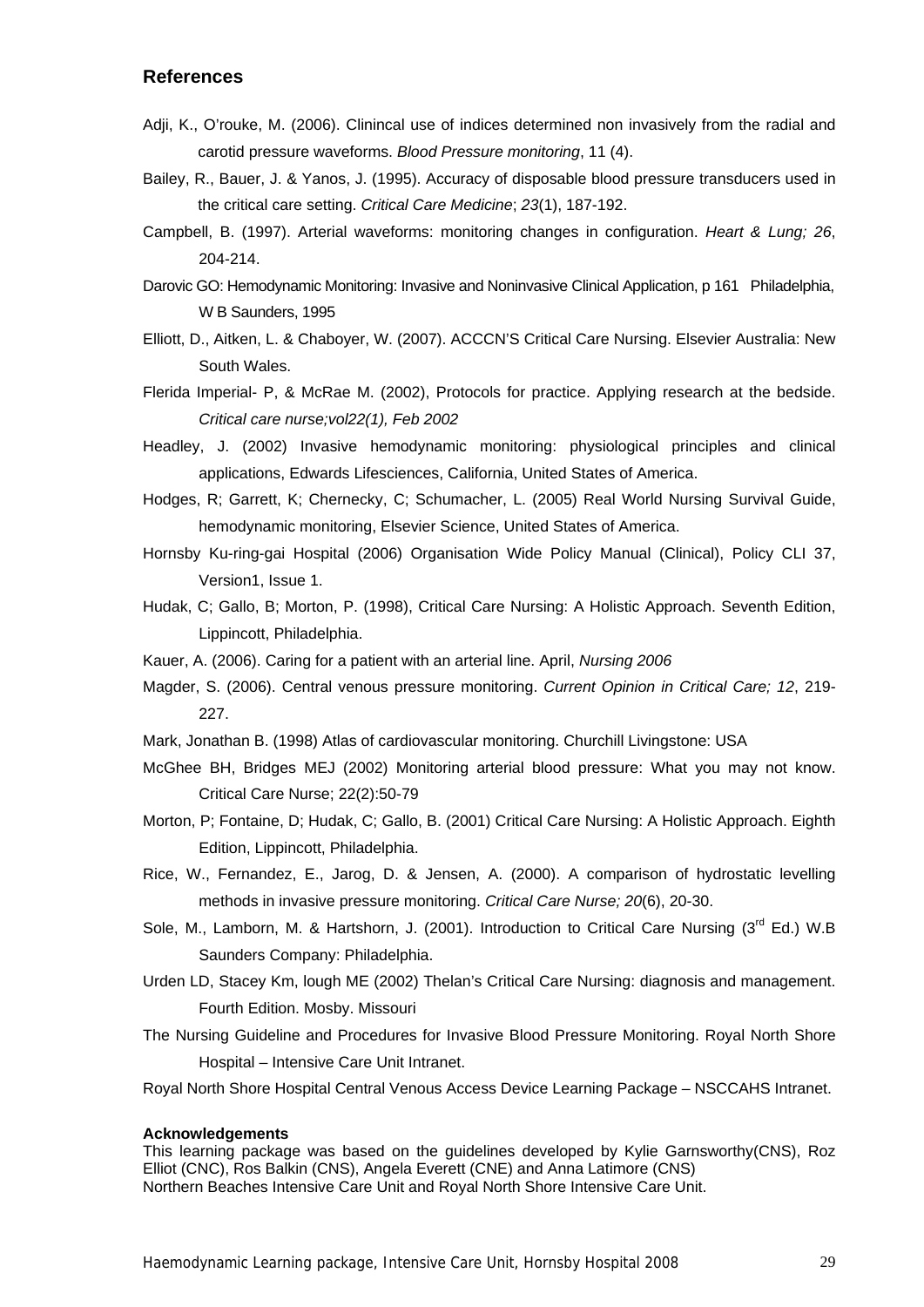## References

Adji, K., O'rouke, M. (2006). Clinincal use of indices determined non invasively from the radial and carotid pressure waveforms. *Blood Pressure monitoring*, 11 (4).

Bailey, R., Bauer, J. & Yanos, J. (1995). Accuracy of disposable blood pressure transducers used in the critical care setting. *Critical Care Medicine*; *23*(1), 187-192.

Campbell, B. (1997). Arterial waveforms: monitoring changes in configuration. *Heart & Lung; 26*, 204-214.

Darovic GO: Hemodynamic Monitoring: Invasive and Noninvasive Clinical Application, p 161 Philadelphia, W B Saunders, 1995

Elliott, D., Aitken, L. & Chaboyer, W. (2007). ACCCN'S Critical Care Nursing. Elsevier Australia: New South Wales.

Flerida Imperial- P, & McRae M. (2002), Protocols for practice. Applying research at the bedside. *Critical care nurse;vol22(1), Feb 2002*

Headley, J. (2002) Invasive hemodynamic monitoring: physiological principles and clinical applications, Edwards Lifesciences, California, United States of America.

Hodges, R; Garrett, K; Chernecky, C; Schumacher, L. (2005) Real World Nursing Survival Guide, hemodynamic monitoring, Elsevier Science, United States of America.

Hornsby Ku-ring-gai Hospital (2006) Organisation Wide Policy Manual (Clinical), Policy CLI 37, Version1, Issue 1.

Hudak, C; Gallo, B; Morton, P. (1998), Critical Care Nursing: A Holistic Approach. Seventh Edition, Lippincott, Philadelphia.

Kauer, A. (2006). Caring for a patient with an arterial line. April, *Nursing 2006*

Magder, S. (2006). Central venous pressure monitoring. *Current Opinion in Critical Care; 12*, 219-227.

Mark, Jonathan B. (1998) Atlas of cardiovascular monitoring. Churchill Livingstone: USA

McGhee BH, Bridges MEJ (2002) Monitoring arterial blood pressure: What you may not know. Critical Care Nurse; 22(2):50-79

Morton, P; Fontaine, D; Hudak, C; Gallo, B. (2001) Critical Care Nursing: A Holistic Approach. Eighth Edition, Lippincott, Philadelphia.

Rice, W., Fernandez, E., Jarog, D. & Jensen, A. (2000). A comparison of hydrostatic levelling methods in invasive pressure monitoring. *Critical Care Nurse; 20*(6), 20-30.

Sole, M., Lamborn, M. & Hartshorn, J. (2001). Introduction to Critical Care Nursing (3rd Ed.) W.B Saunders Company: Philadelphia.

Urden LD, Stacey Km, lough ME (2002) Thelan's Critical Care Nursing: diagnosis and management. Fourth Edition. Mosby. Missouri

The Nursing Guideline and Procedures for Invasive Blood Pressure Monitoring. Royal North Shore Hospital – Intensive Care Unit Intranet.

Royal North Shore Hospital Central Venous Access Device Learning Package – NSCCAHS Intranet.

**Acknowledgements**

This learning package was based on the guidelines developed by Kylie Garnsworthy(CNS), Roz Elliot (CNC), Ros Balkin (CNS), Angela Everett (CNE) and Anna Latimore (CNS)
Northern Beaches Intensive Care Unit and Royal North Shore Intensive Care Unit.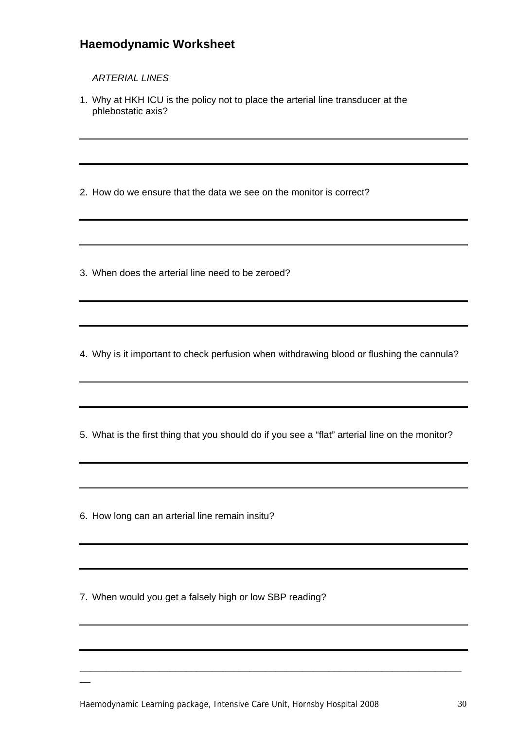## Haemodynamic Worksheet

*ARTERIAL LINES*

1. Why at HKH ICU is the policy not to place the arterial line transducer at the phlebostatic axis?

2. How do we ensure that the data we see on the monitor is correct?

3. When does the arterial line need to be zeroed?

4. Why is it important to check perfusion when withdrawing blood or flushing the cannula?

5. What is the first thing that you should do if you see a "flat" arterial line on the monitor?

6. How long can an arterial line remain insitu?

7. When would you get a falsely high or low SBP reading?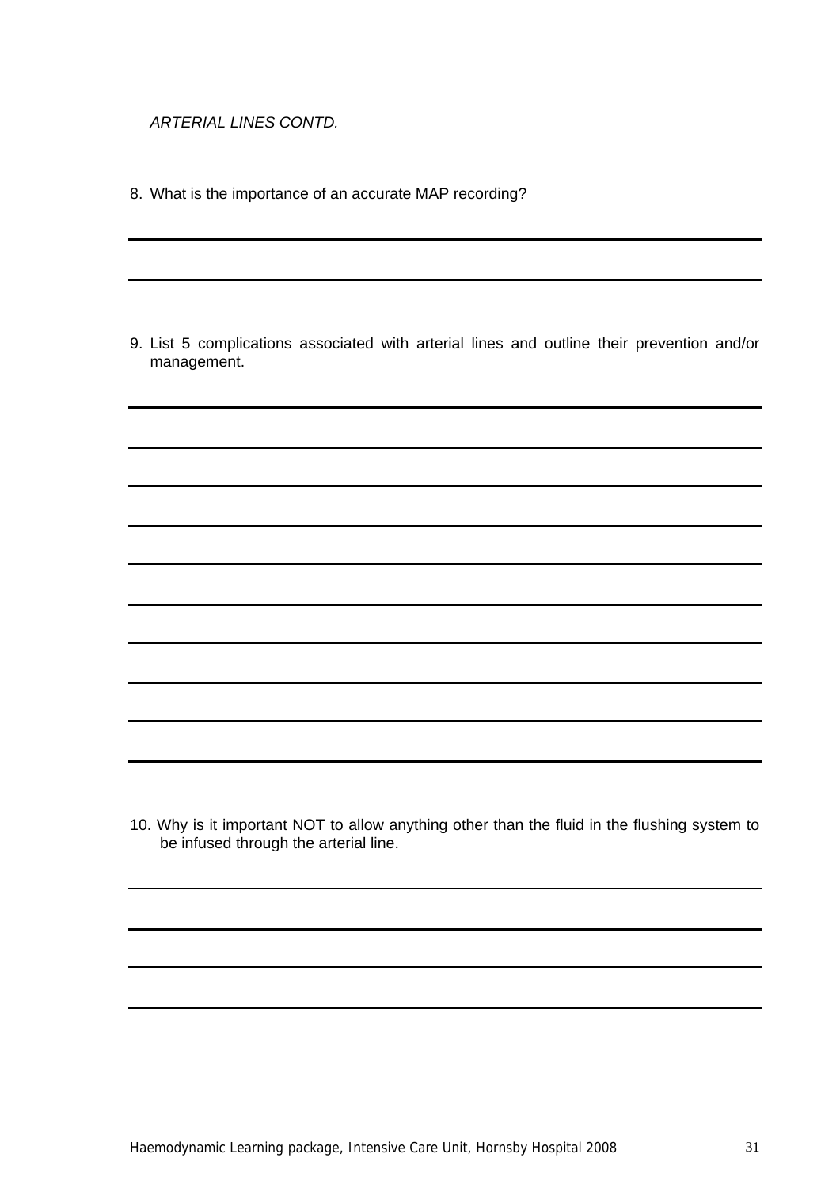*ARTERIAL LINES CONTD.*

8. What is the importance of an accurate MAP recording?

9. List 5 complications associated with arterial lines and outline their prevention and/or management.

10. Why is it important NOT to allow anything other than the fluid in the flushing system to be infused through the arterial line.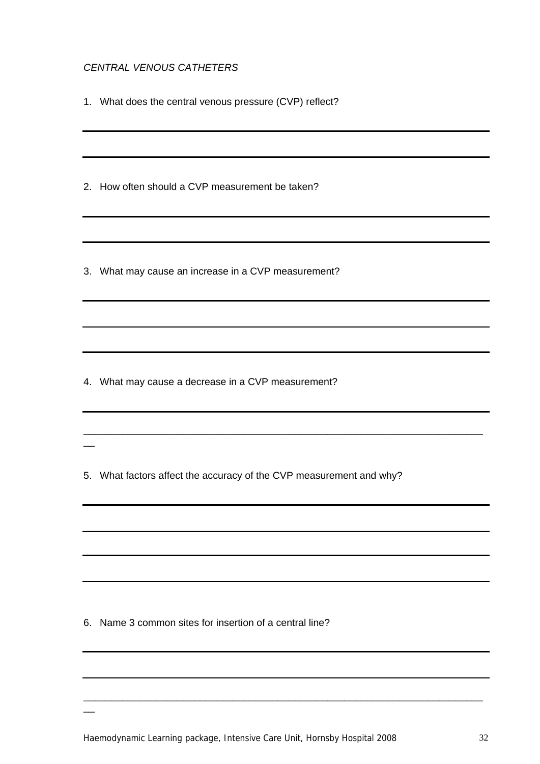*CENTRAL VENOUS CATHETERS*

1. What does the central venous pressure (CVP) reflect?

2. How often should a CVP measurement be taken?

3. What may cause an increase in a CVP measurement?

4. What may cause a decrease in a CVP measurement?

5. What factors affect the accuracy of the CVP measurement and why?

6. Name 3 common sites for insertion of a central line?

Haemodynamic Learning package, Intensive Care Unit, Hornsby Hospital 2008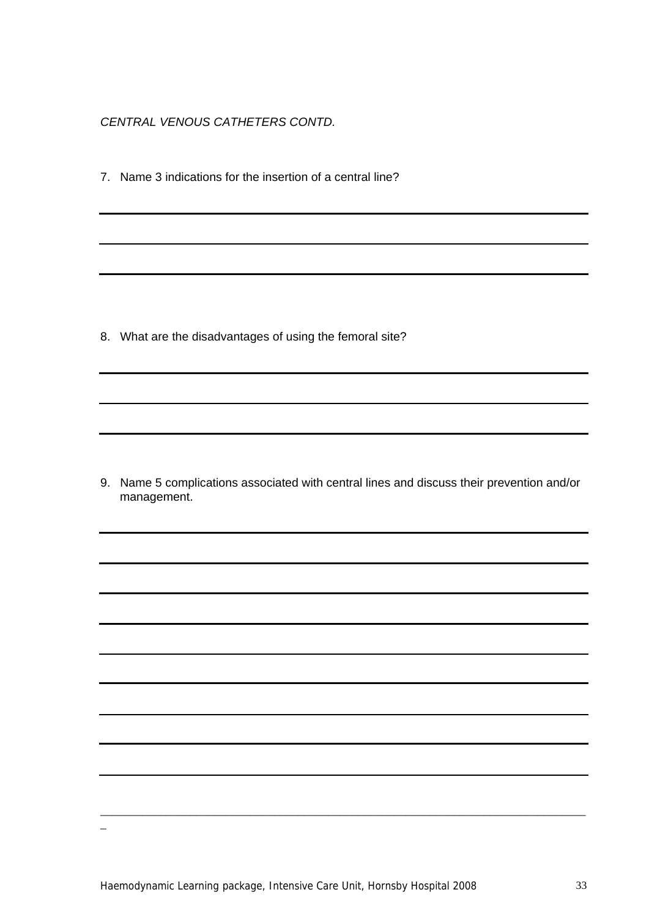*CENTRAL VENOUS CATHETERS CONTD.*

7. Name 3 indications for the insertion of a central line?

8. What are the disadvantages of using the femoral site?

9. Name 5 complications associated with central lines and discuss their prevention and/or management.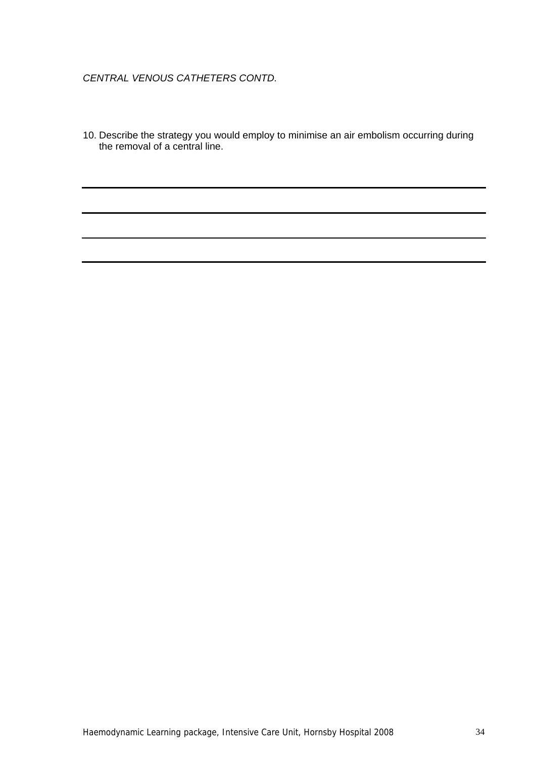*CENTRAL VENOUS CATHETERS CONTD.*

10. Describe the strategy you would employ to minimise an air embolism occurring during the removal of a central line.

---

---

---

---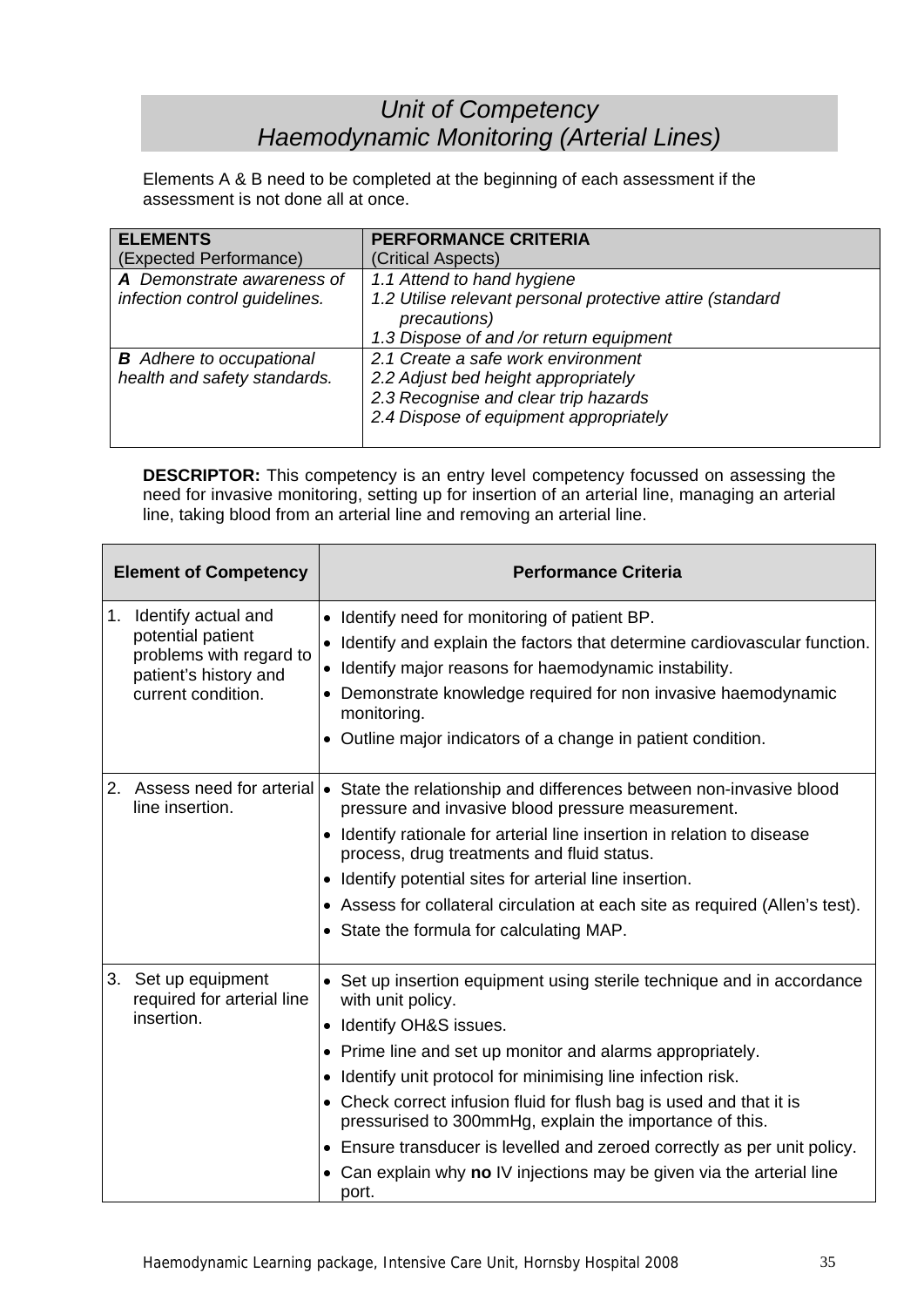# *Unit of Competency*
# *Haemodynamic Monitoring (Arterial Lines)*

Elements A & B need to be completed at the beginning of each assessment if the assessment is not done all at once.

| **ELEMENTS** (Expected Performance) | **PERFORMANCE CRITERIA** (Critical Aspects) |
|---|---|
| ***A** Demonstrate awareness of infection control guidelines.* | *1.1 Attend to hand hygiene*<br>*1.2 Utilise relevant personal protective attire (standard precautions)*<br>*1.3 Dispose of and /or return equipment* |
| ***B** Adhere to occupational health and safety standards.* | *2.1 Create a safe work environment*<br>*2.2 Adjust bed height appropriately*<br>*2.3 Recognise and clear trip hazards*<br>*2.4 Dispose of equipment appropriately* |

**DESCRIPTOR:** This competency is an entry level competency focussed on assessing the need for invasive monitoring, setting up for insertion of an arterial line, managing an arterial line, taking blood from an arterial line and removing an arterial line.

| Element of Competency | Performance Criteria |
|---|---|
| 1. Identify actual and potential patient problems with regard to patient's history and current condition. | • Identify need for monitoring of patient BP.<br>• Identify and explain the factors that determine cardiovascular function.<br>• Identify major reasons for haemodynamic instability.<br>• Demonstrate knowledge required for non invasive haemodynamic monitoring.<br>• Outline major indicators of a change in patient condition. |
| 2. Assess need for arterial line insertion. | • State the relationship and differences between non-invasive blood pressure and invasive blood pressure measurement.<br>• Identify rationale for arterial line insertion in relation to disease process, drug treatments and fluid status.<br>• Identify potential sites for arterial line insertion.<br>• Assess for collateral circulation at each site as required (Allen's test).<br>• State the formula for calculating MAP. |
| 3. Set up equipment required for arterial line insertion. | • Set up insertion equipment using sterile technique and in accordance with unit policy.<br>• Identify OH&S issues.<br>• Prime line and set up monitor and alarms appropriately.<br>• Identify unit protocol for minimising line infection risk.<br>• Check correct infusion fluid for flush bag is used and that it is pressurised to 300mmHg, explain the importance of this.<br>• Ensure transducer is levelled and zeroed correctly as per unit policy.<br>• Can explain why **no** IV injections may be given via the arterial line port. |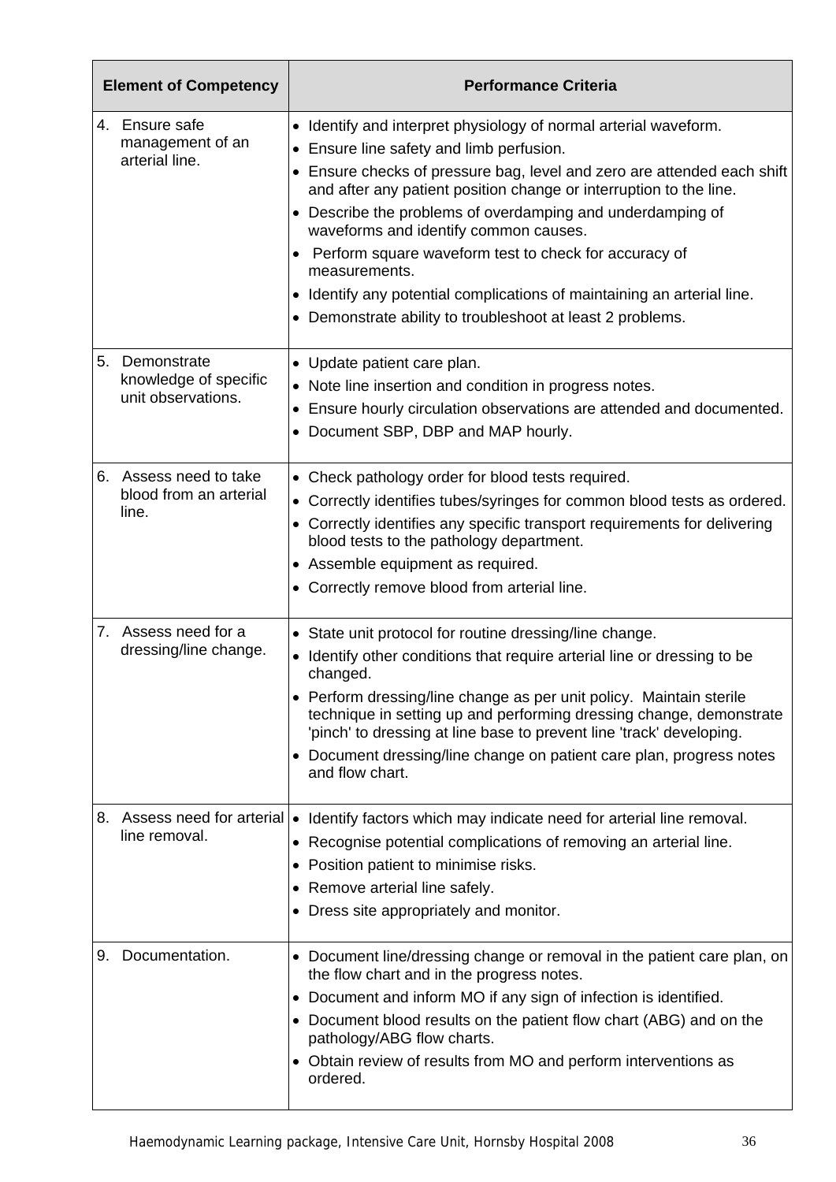| Element of Competency | Performance Criteria |
|---|---|
| 4. Ensure safe management of an arterial line. | • Identify and interpret physiology of normal arterial waveform.<br>• Ensure line safety and limb perfusion.<br>• Ensure checks of pressure bag, level and zero are attended each shift and after any patient position change or interruption to the line.<br>• Describe the problems of overdamping and underdamping of waveforms and identify common causes.<br>• Perform square waveform test to check for accuracy of measurements.<br>• Identify any potential complications of maintaining an arterial line.<br>• Demonstrate ability to troubleshoot at least 2 problems. |
| 5. Demonstrate knowledge of specific unit observations. | • Update patient care plan.<br>• Note line insertion and condition in progress notes.<br>• Ensure hourly circulation observations are attended and documented.<br>• Document SBP, DBP and MAP hourly. |
| 6. Assess need to take blood from an arterial line. | • Check pathology order for blood tests required.<br>• Correctly identifies tubes/syringes for common blood tests as ordered.<br>• Correctly identifies any specific transport requirements for delivering blood tests to the pathology department.<br>• Assemble equipment as required.<br>• Correctly remove blood from arterial line. |
| 7. Assess need for a dressing/line change. | • State unit protocol for routine dressing/line change.<br>• Identify other conditions that require arterial line or dressing to be changed.<br>• Perform dressing/line change as per unit policy. Maintain sterile technique in setting up and performing dressing change, demonstrate 'pinch' to dressing at line base to prevent line 'track' developing.<br>• Document dressing/line change on patient care plan, progress notes and flow chart. |
| 8. Assess need for arterial line removal. | • Identify factors which may indicate need for arterial line removal.<br>• Recognise potential complications of removing an arterial line.<br>• Position patient to minimise risks.<br>• Remove arterial line safely.<br>• Dress site appropriately and monitor. |
| 9. Documentation. | • Document line/dressing change or removal in the patient care plan, on the flow chart and in the progress notes.<br>• Document and inform MO if any sign of infection is identified.<br>• Document blood results on the patient flow chart (ABG) and on the pathology/ABG flow charts.<br>• Obtain review of results from MO and perform interventions as ordered. |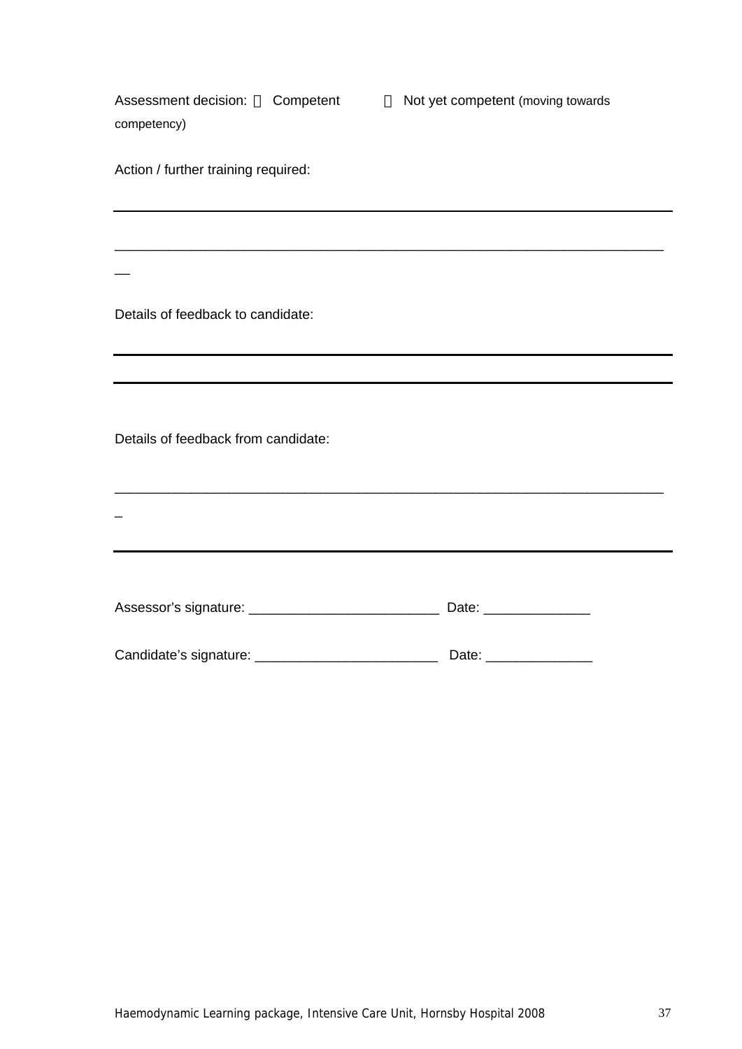Assessment decision: ☐ Competent ☐ Not yet competent (moving towards competency)

Action / further training required:

___________________________________________________________________________

___________________________________________________________________________

Details of feedback to candidate:

___________________________________________________________________________

___________________________________________________________________________

Details of feedback from candidate:

___________________________________________________________________________

___________________________________________________________________________

Assessor's signature: _________________________ Date: ______________

Candidate's signature: ________________________ Date: ______________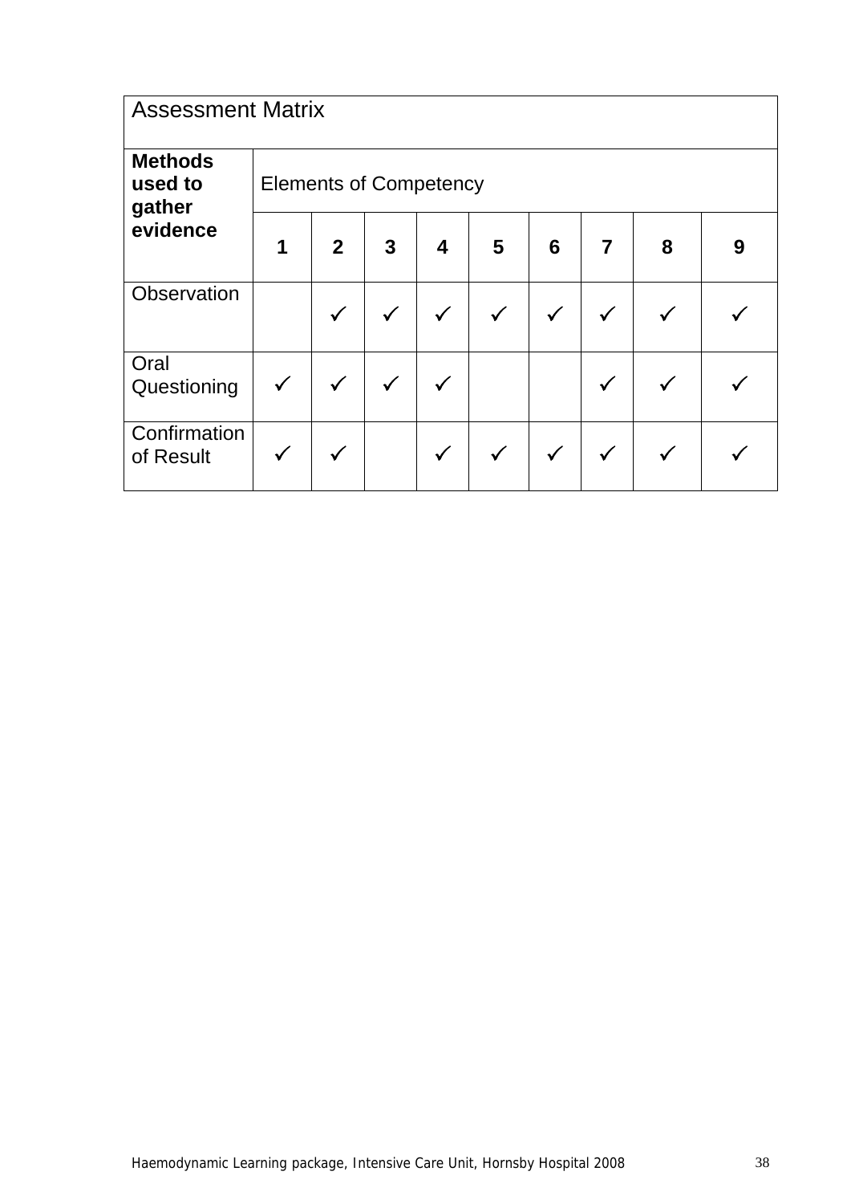| Assessment Matrix | | | | | | | | | |
|---|---|---|---|---|---|---|---|---|---|
| **Methods used to gather evidence** | Elements of Competency | | | | | | | | |
| | **1** | **2** | **3** | **4** | **5** | **6** | **7** | **8** | **9** |
| Observation | | ✓ | ✓ | ✓ | ✓ | ✓ | ✓ | ✓ | ✓ |
| Oral Questioning | ✓ | ✓ | ✓ | ✓ | | | ✓ | ✓ | ✓ |
| Confirmation of Result | ✓ | ✓ | | ✓ | ✓ | ✓ | ✓ | ✓ | ✓ |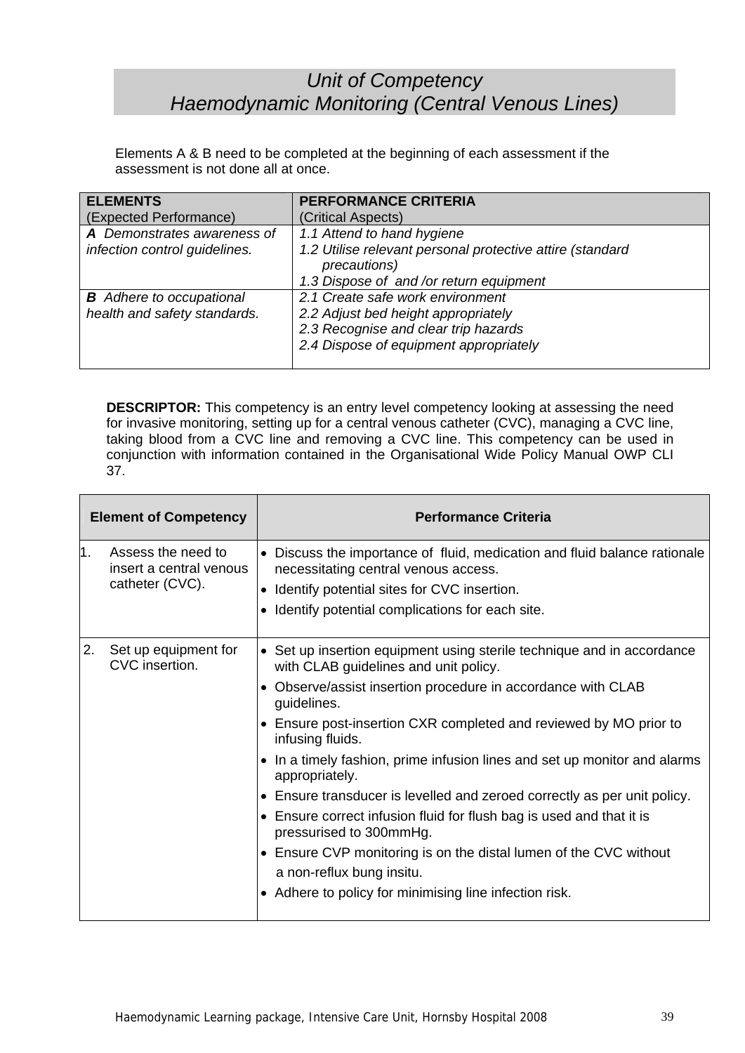# *Unit of Competency*
# *Haemodynamic Monitoring (Central Venous Lines)*

Elements A & B need to be completed at the beginning of each assessment if the assessment is not done all at once.

| **ELEMENTS** (Expected Performance) | **PERFORMANCE CRITERIA** (Critical Aspects) |
|---|---|
| ***A*** *Demonstrates awareness of infection control guidelines.* | *1.1 Attend to hand hygiene*<br>*1.2 Utilise relevant personal protective attire (standard precautions)*<br>*1.3 Dispose of and /or return equipment* |
| ***B*** *Adhere to occupational health and safety standards.* | *2.1 Create safe work environment*<br>*2.2 Adjust bed height appropriately*<br>*2.3 Recognise and clear trip hazards*<br>*2.4 Dispose of equipment appropriately* |

**DESCRIPTOR:** This competency is an entry level competency looking at assessing the need for invasive monitoring, setting up for a central venous catheter (CVC), managing a CVC line, taking blood from a CVC line and removing a CVC line. This competency can be used in conjunction with information contained in the Organisational Wide Policy Manual OWP CLI 37.

| **Element of Competency** | **Performance Criteria** |
|---|---|
| 1. Assess the need to insert a central venous catheter (CVC). | • Discuss the importance of fluid, medication and fluid balance rationale necessitating central venous access.<br>• Identify potential sites for CVC insertion.<br>• Identify potential complications for each site. |
| 2. Set up equipment for CVC insertion. | • Set up insertion equipment using sterile technique and in accordance with CLAB guidelines and unit policy.<br>• Observe/assist insertion procedure in accordance with CLAB guidelines.<br>• Ensure post-insertion CXR completed and reviewed by MO prior to infusing fluids.<br>• In a timely fashion, prime infusion lines and set up monitor and alarms appropriately.<br>• Ensure transducer is levelled and zeroed correctly as per unit policy.<br>• Ensure correct infusion fluid for flush bag is used and that it is pressurised to 300mmHg.<br>• Ensure CVP monitoring is on the distal lumen of the CVC without a non-reflux bung insitu.<br>• Adhere to policy for minimising line infection risk. |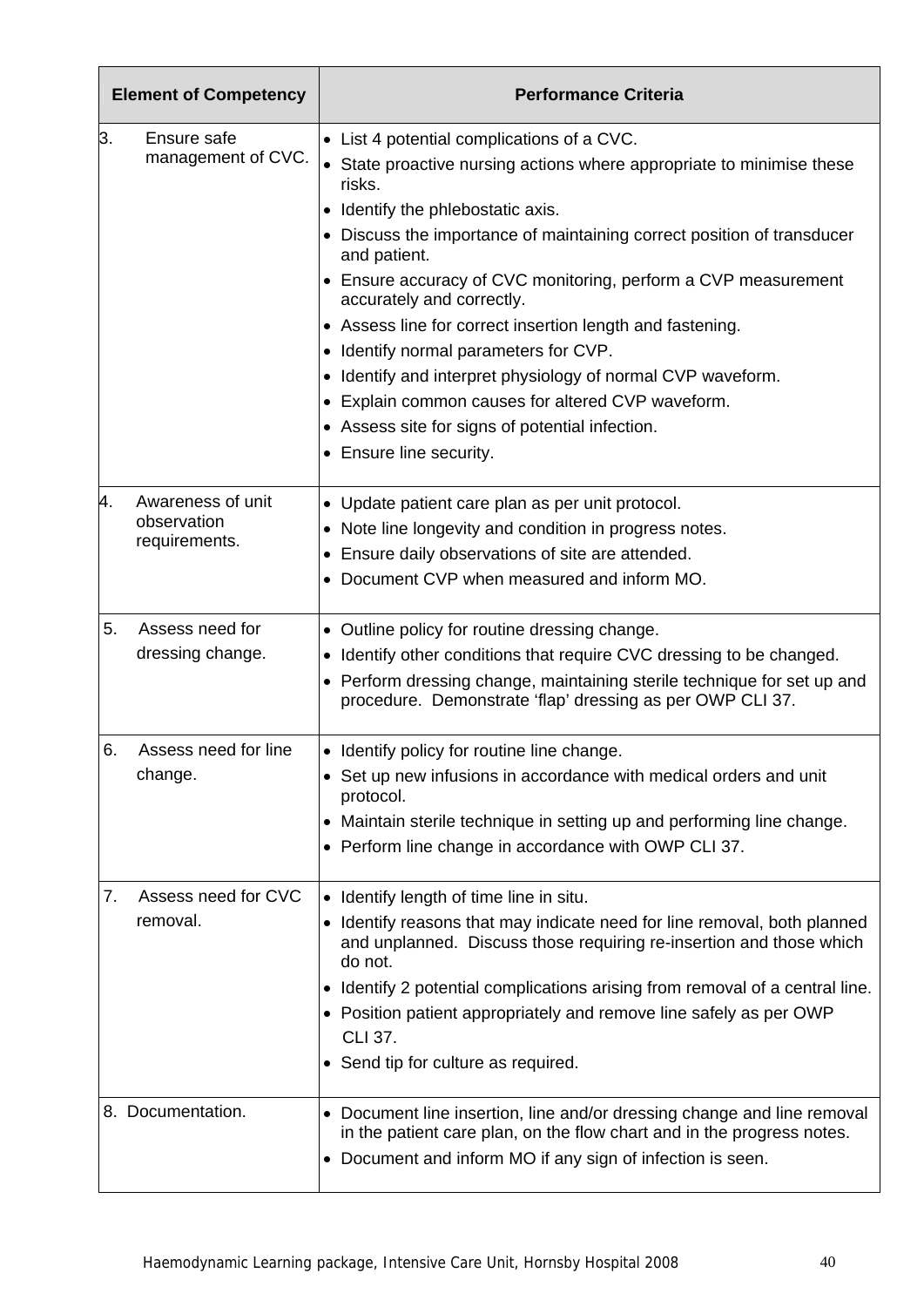| Element of Competency | Performance Criteria |
|---|---|
| 3. Ensure safe management of CVC. | • List 4 potential complications of a CVC.<br>• State proactive nursing actions where appropriate to minimise these risks.<br>• Identify the phlebostatic axis.<br>• Discuss the importance of maintaining correct position of transducer and patient.<br>• Ensure accuracy of CVC monitoring, perform a CVP measurement accurately and correctly.<br>• Assess line for correct insertion length and fastening.<br>• Identify normal parameters for CVP.<br>• Identify and interpret physiology of normal CVP waveform.<br>• Explain common causes for altered CVP waveform.<br>• Assess site for signs of potential infection.<br>• Ensure line security. |
| 4. Awareness of unit observation requirements. | • Update patient care plan as per unit protocol.<br>• Note line longevity and condition in progress notes.<br>• Ensure daily observations of site are attended.<br>• Document CVP when measured and inform MO. |
| 5. Assess need for dressing change. | • Outline policy for routine dressing change.<br>• Identify other conditions that require CVC dressing to be changed.<br>• Perform dressing change, maintaining sterile technique for set up and procedure. Demonstrate 'flap' dressing as per OWP CLI 37. |
| 6. Assess need for line change. | • Identify policy for routine line change.<br>• Set up new infusions in accordance with medical orders and unit protocol.<br>• Maintain sterile technique in setting up and performing line change.<br>• Perform line change in accordance with OWP CLI 37. |
| 7. Assess need for CVC removal. | • Identify length of time line in situ.<br>• Identify reasons that may indicate need for line removal, both planned and unplanned. Discuss those requiring re-insertion and those which do not.<br>• Identify 2 potential complications arising from removal of a central line.<br>• Position patient appropriately and remove line safely as per OWP CLI 37.<br>• Send tip for culture as required. |
| 8. Documentation. | • Document line insertion, line and/or dressing change and line removal in the patient care plan, on the flow chart and in the progress notes.<br>• Document and inform MO if any sign of infection is seen. |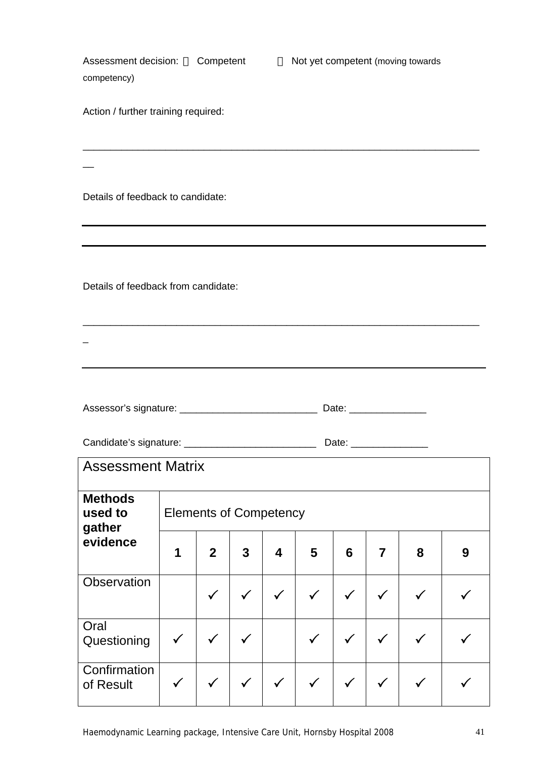Assessment decision:  Competent  Not yet competent (moving towards competency)

Action / further training required:

___________________________________________________________________________

Details of feedback to candidate:

___________________________________________________________________________

___________________________________________________________________________

Details of feedback from candidate:

___________________________________________________________________________

___________________________________________________________________________

Assessor's signature: _________________________ Date: ______________

Candidate's signature: ________________________ Date: ______________

| Assessment Matrix | | | | | | | | | |
|---|---|---|---|---|---|---|---|---|---|
| **Methods used to gather evidence** | Elements of Competency | | | | | | | | |
| | **1** | **2** | **3** | **4** | **5** | **6** | **7** | **8** | **9** |
| Observation | | ✓ | ✓ | ✓ | ✓ | ✓ | ✓ | ✓ | ✓ |
| Oral Questioning | ✓ | ✓ | ✓ | | ✓ | ✓ | ✓ | ✓ | ✓ |
| Confirmation of Result | ✓ | ✓ | ✓ | ✓ | ✓ | ✓ | ✓ | ✓ | ✓ |